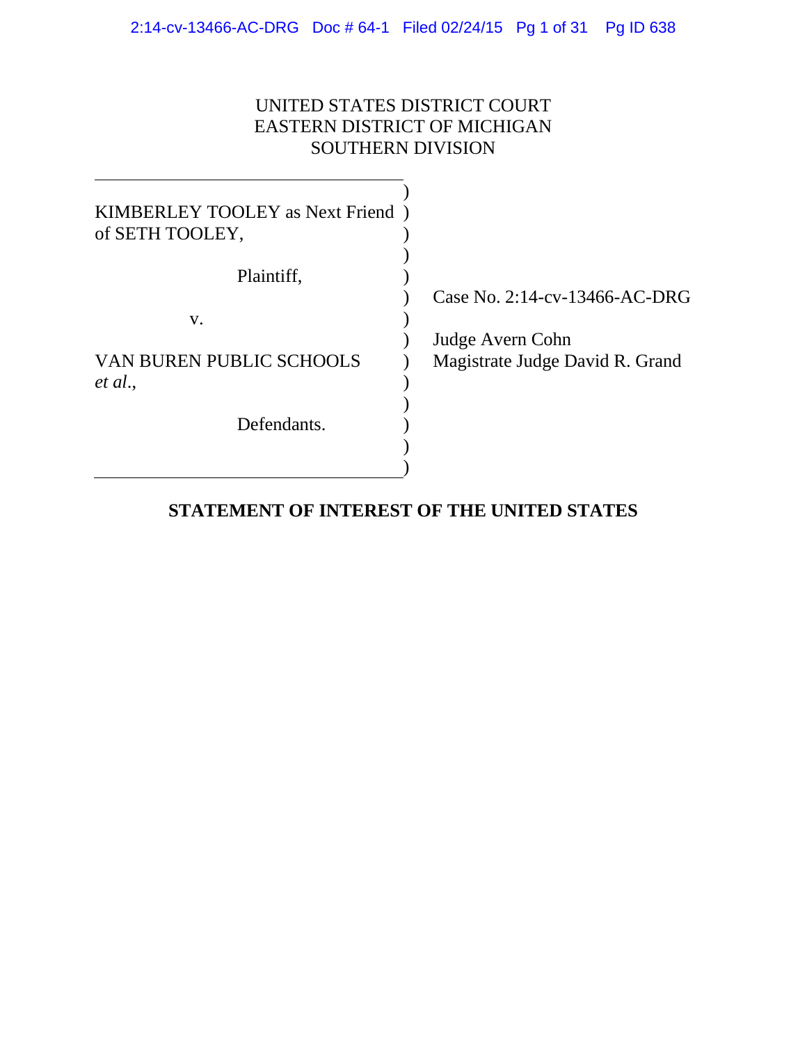UNITED STATES DISTRICT COURT
EASTERN DISTRICT OF MICHIGAN
SOUTHERN DIVISION

| | |
|---|---|
| KIMBERLEY TOOLEY as Next Friend of SETH TOOLEY,<br><br>Plaintiff,<br><br>v.<br><br>VAN BUREN PUBLIC SCHOOLS *et al.*,<br><br>Defendants. | Case No. 2:14-cv-13466-AC-DRG<br><br>Judge Avern Cohn<br>Magistrate Judge David R. Grand |

**STATEMENT OF INTEREST OF THE UNITED STATES**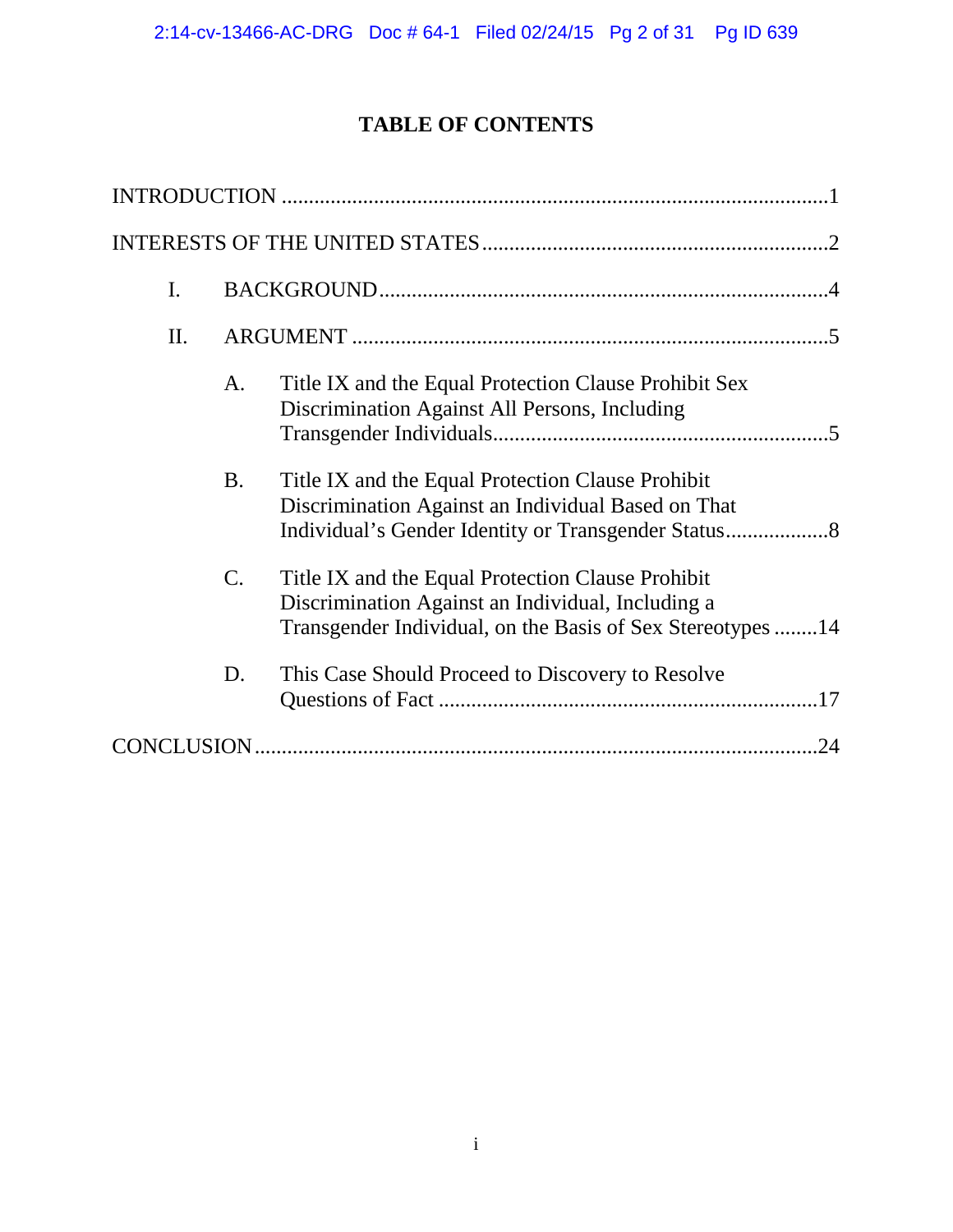# TABLE OF CONTENTS

INTRODUCTION ....................................................................................................1

INTERESTS OF THE UNITED STATES ...............................................................2

- I. BACKGROUND ..................................................................................4
- II. ARGUMENT .......................................................................................5
  - A. Title IX and the Equal Protection Clause Prohibit Sex Discrimination Against All Persons, Including Transgender Individuals.............................................................5
  - B. Title IX and the Equal Protection Clause Prohibit Discrimination Against an Individual Based on That Individual's Gender Identity or Transgender Status..................8
  - C. Title IX and the Equal Protection Clause Prohibit Discrimination Against an Individual, Including a Transgender Individual, on the Basis of Sex Stereotypes ........14
  - D. This Case Should Proceed to Discovery to Resolve Questions of Fact .....................................................................17

CONCLUSION .......................................................................................................24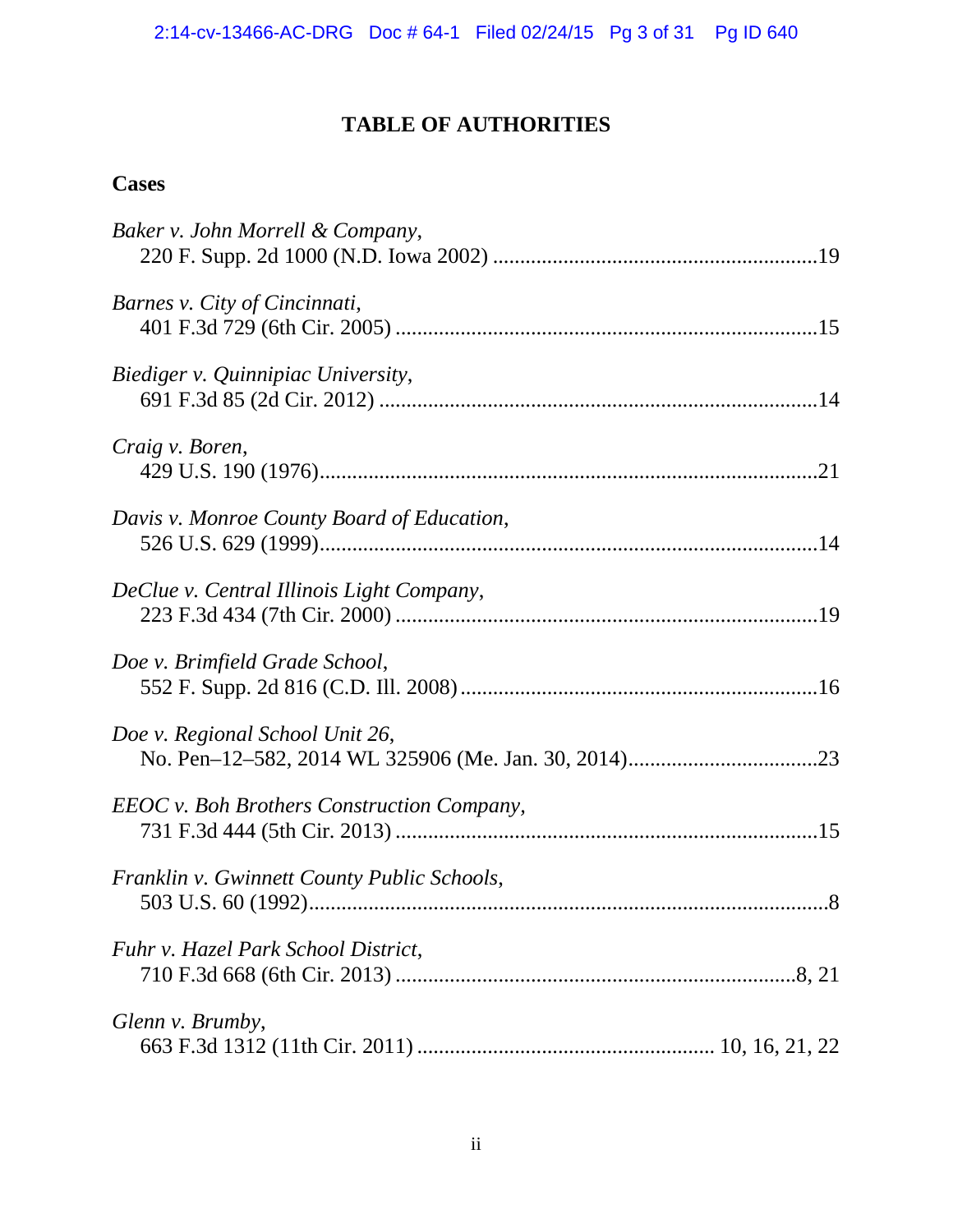# TABLE OF AUTHORITIES

## Cases

*Baker v. John Morrell & Company*,
220 F. Supp. 2d 1000 (N.D. Iowa 2002) ............................................................19

*Barnes v. City of Cincinnati*,
401 F.3d 729 (6th Cir. 2005) ..............................................................................15

*Biediger v. Quinnipiac University*,
691 F.3d 85 (2d Cir. 2012) .................................................................................14

*Craig v. Boren*,
429 U.S. 190 (1976)............................................................................................21

*Davis v. Monroe County Board of Education*,
526 U.S. 629 (1999)............................................................................................14

*DeClue v. Central Illinois Light Company*,
223 F.3d 434 (7th Cir. 2000) ..............................................................................19

*Doe v. Brimfield Grade School*,
552 F. Supp. 2d 816 (C.D. Ill. 2008) ..................................................................16

*Doe v. Regional School Unit 26*,
No. Pen–12–582, 2014 WL 325906 (Me. Jan. 30, 2014)...................................23

*EEOC v. Boh Brothers Construction Company*,
731 F.3d 444 (5th Cir. 2013) ..............................................................................15

*Franklin v. Gwinnett County Public Schools*,
503 U.S. 60 (1992)................................................................................................8

*Fuhr v. Hazel Park School District*,
710 F.3d 668 (6th Cir. 2013) ...........................................................................8, 21

*Glenn v. Brumby*,
663 F.3d 1312 (11th Cir. 2011) ....................................................... 10, 16, 21, 22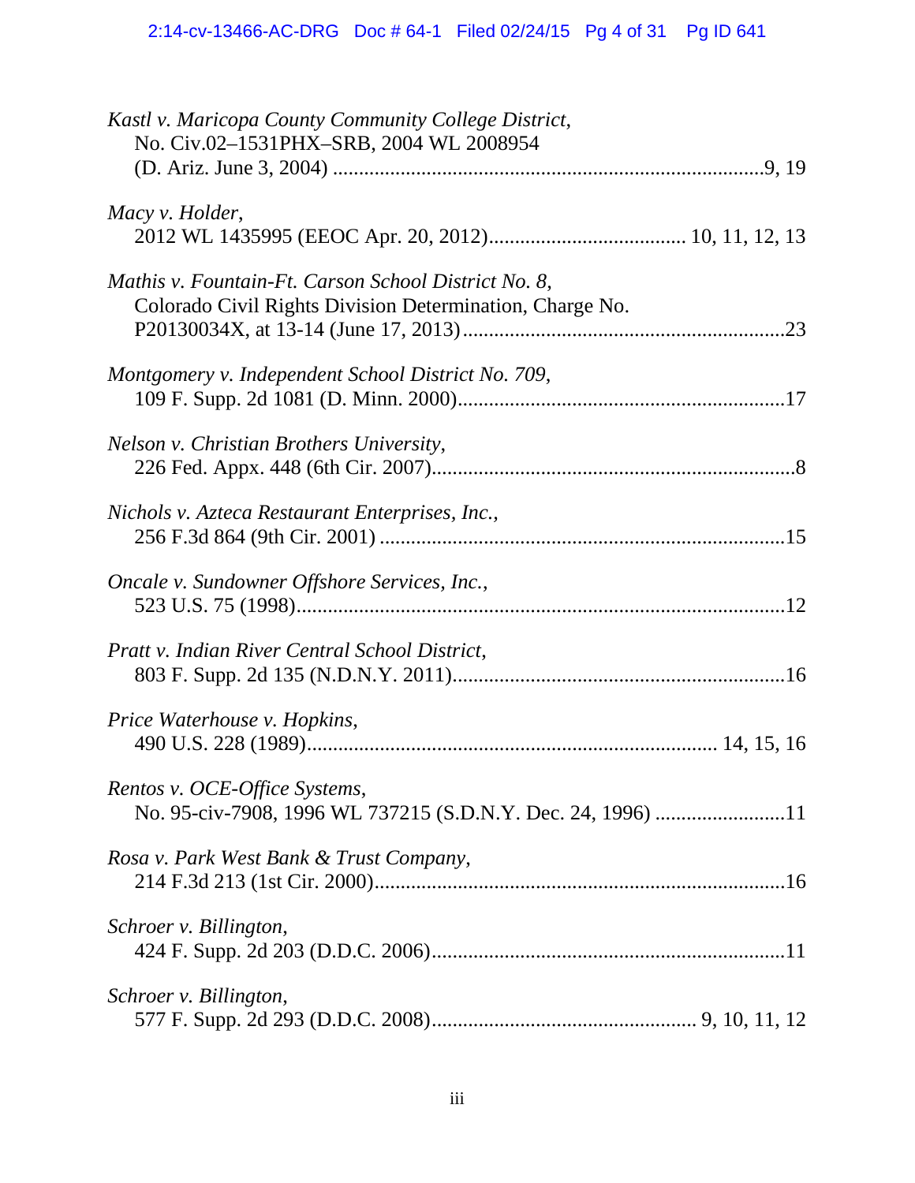*Kastl v. Maricopa County Community College District*,
No. Civ.02–1531PHX–SRB, 2004 WL 2008954
(D. Ariz. June 3, 2004) ..................................................................................9, 19

*Macy v. Holder*,
2012 WL 1435995 (EEOC Apr. 20, 2012)..................................... 10, 11, 12, 13

*Mathis v. Fountain-Ft. Carson School District No. 8*,
Colorado Civil Rights Division Determination, Charge No.
P20130034X, at 13-14 (June 17, 2013).............................................................23

*Montgomery v. Independent School District No. 709*,
109 F. Supp. 2d 1081 (D. Minn. 2000)...............................................................17

*Nelson v. Christian Brothers University*,
226 Fed. Appx. 448 (6th Cir. 2007).....................................................................8

*Nichols v. Azteca Restaurant Enterprises, Inc.*,
256 F.3d 864 (9th Cir. 2001) .............................................................................15

*Oncale v. Sundowner Offshore Services, Inc.*,
523 U.S. 75 (1998)..............................................................................................12

*Pratt v. Indian River Central School District*,
803 F. Supp. 2d 135 (N.D.N.Y. 2011)................................................................16

*Price Waterhouse v. Hopkins*,
490 U.S. 228 (1989).............................................................................. 14, 15, 16

*Rentos v. OCE-Office Systems*,
No. 95-civ-7908, 1996 WL 737215 (S.D.N.Y. Dec. 24, 1996) .........................11

*Rosa v. Park West Bank & Trust Company*,
214 F.3d 213 (1st Cir. 2000)...............................................................................16

*Schroer v. Billington*,
424 F. Supp. 2d 203 (D.D.C. 2006)....................................................................11

*Schroer v. Billington*,
577 F. Supp. 2d 293 (D.D.C. 2008).................................................. 9, 10, 11, 12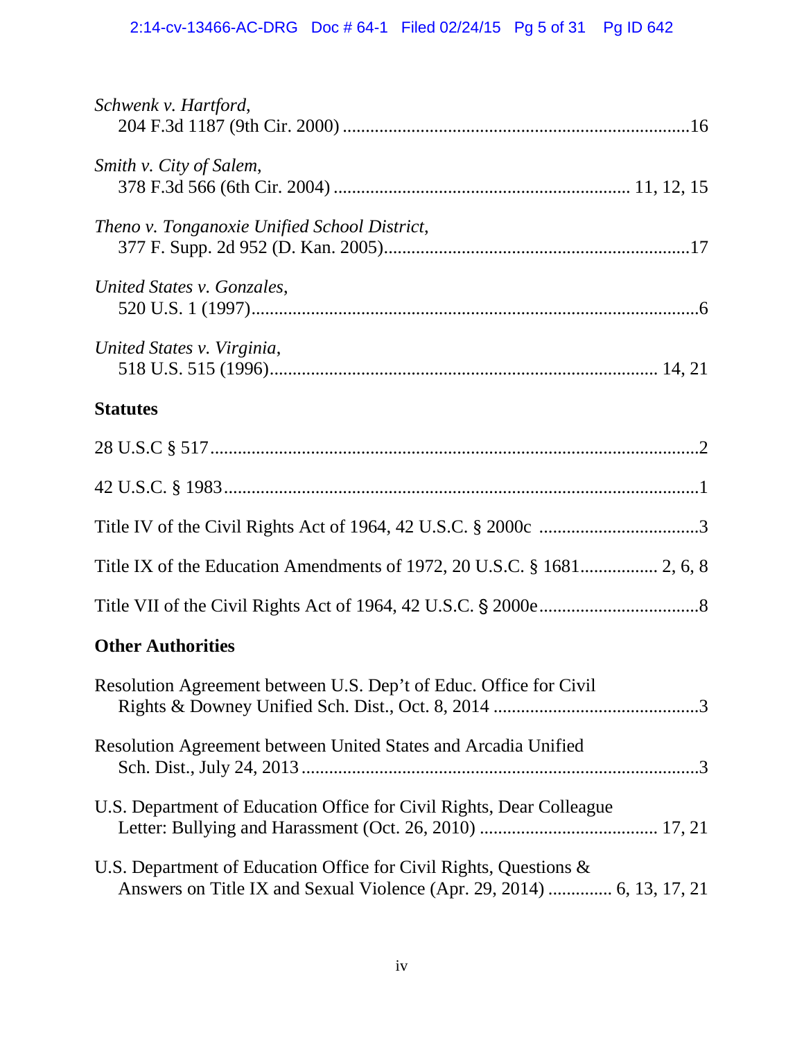*Schwenk v. Hartford*,
204 F.3d 1187 (9th Cir. 2000) ........................................................................16

*Smith v. City of Salem*,
378 F.3d 566 (6th Cir. 2004) ............................................................. 11, 12, 15

*Theno v. Tonganoxie Unified School District*,
377 F. Supp. 2d 952 (D. Kan. 2005)...............................................................17

*United States v. Gonzales*,
520 U.S. 1 (1997)..............................................................................................6

*United States v. Virginia*,
518 U.S. 515 (1996)...................................................................................... 14, 21

**Statutes**

28 U.S.C § 517.......................................................................................................2

42 U.S.C. § 1983.....................................................................................................1

Title IV of the Civil Rights Act of 1964, 42 U.S.C. § 2000c ..................................3

Title IX of the Education Amendments of 1972, 20 U.S.C. § 1681................. 2, 6, 8

Title VII of the Civil Rights Act of 1964, 42 U.S.C. § 2000e..................................8

**Other Authorities**

Resolution Agreement between U.S. Dep't of Educ. Office for Civil
Rights & Downey Unified Sch. Dist., Oct. 8, 2014 ............................................3

Resolution Agreement between United States and Arcadia Unified
Sch. Dist., July 24, 2013 .....................................................................................3

U.S. Department of Education Office for Civil Rights, Dear Colleague
Letter: Bullying and Harassment (Oct. 26, 2010) ...................................... 17, 21

U.S. Department of Education Office for Civil Rights, Questions &
Answers on Title IX and Sexual Violence (Apr. 29, 2014) ............. 6, 13, 17, 21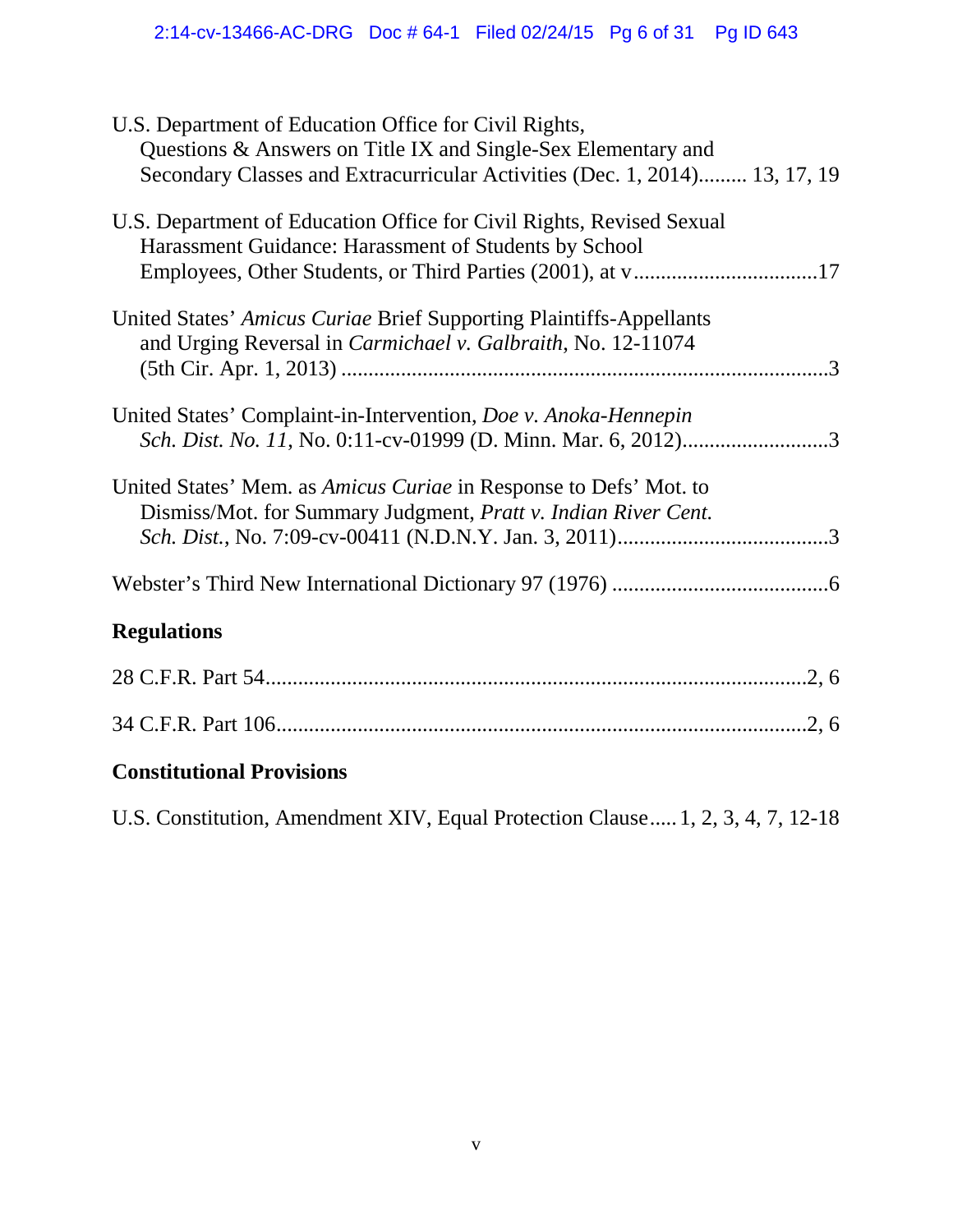U.S. Department of Education Office for Civil Rights, Questions & Answers on Title IX and Single-Sex Elementary and Secondary Classes and Extracurricular Activities (Dec. 1, 2014)......... 13, 17, 19

U.S. Department of Education Office for Civil Rights, Revised Sexual Harassment Guidance: Harassment of Students by School Employees, Other Students, or Third Parties (2001), at v.................................17

United States' *Amicus Curiae* Brief Supporting Plaintiffs-Appellants and Urging Reversal in *Carmichael v. Galbraith*, No. 12-11074 (5th Cir. Apr. 1, 2013) ........................................................................................3

United States' Complaint-in-Intervention, *Doe v. Anoka-Hennepin Sch. Dist. No. 11*, No. 0:11-cv-01999 (D. Minn. Mar. 6, 2012)...........................3

United States' Mem. as *Amicus Curiae* in Response to Defs' Mot. to Dismiss/Mot. for Summary Judgment, *Pratt v. Indian River Cent. Sch. Dist.*, No. 7:09-cv-00411 (N.D.N.Y. Jan. 3, 2011).......................................3

Webster's Third New International Dictionary 97 (1976) ........................................6

## Regulations

28 C.F.R. Part 54....................................................................................................2, 6

34 C.F.R. Part 106..................................................................................................2, 6

## Constitutional Provisions

U.S. Constitution, Amendment XIV, Equal Protection Clause..... 1, 2, 3, 4, 7, 12-18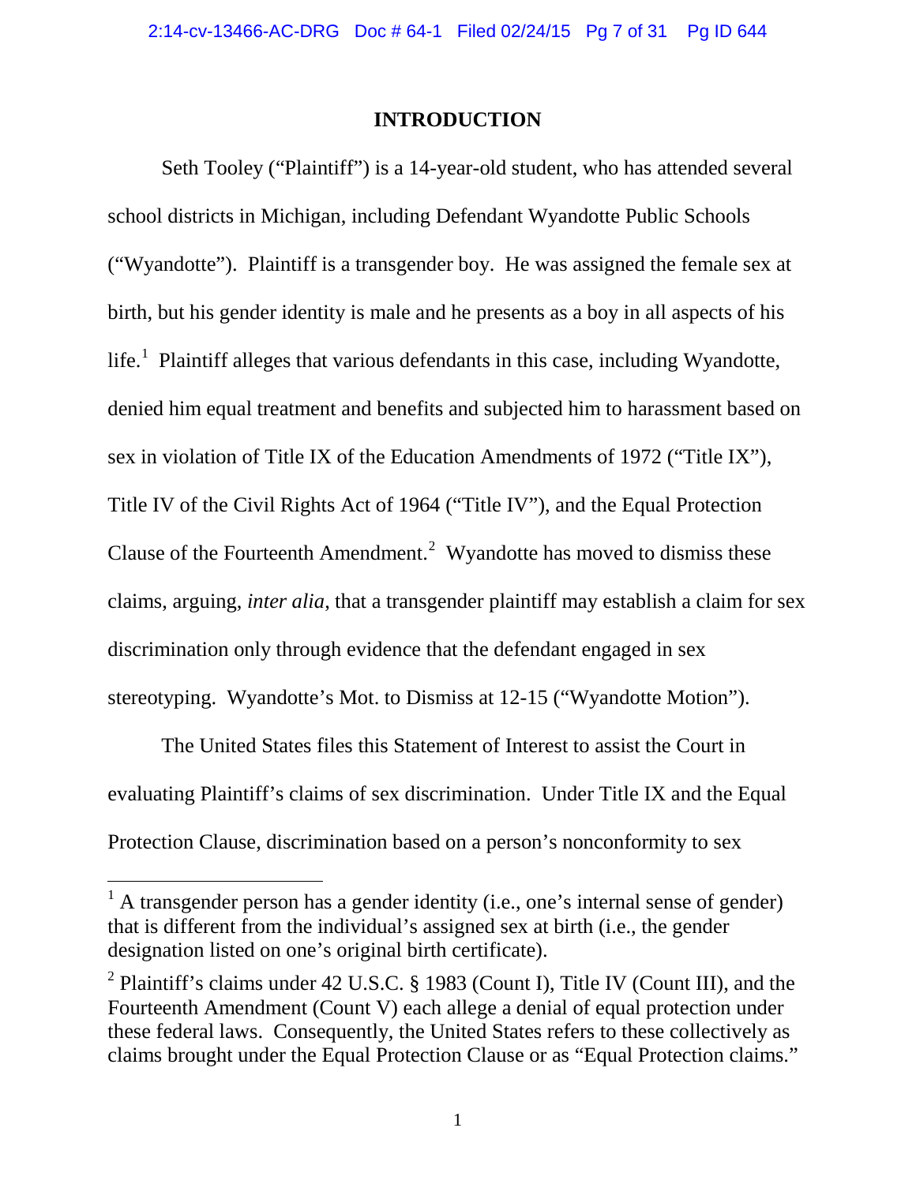## INTRODUCTION

Seth Tooley ("Plaintiff") is a 14-year-old student, who has attended several school districts in Michigan, including Defendant Wyandotte Public Schools ("Wyandotte"). Plaintiff is a transgender boy. He was assigned the female sex at birth, but his gender identity is male and he presents as a boy in all aspects of his life.[1] Plaintiff alleges that various defendants in this case, including Wyandotte, denied him equal treatment and benefits and subjected him to harassment based on sex in violation of Title IX of the Education Amendments of 1972 ("Title IX"), Title IV of the Civil Rights Act of 1964 ("Title IV"), and the Equal Protection Clause of the Fourteenth Amendment.[2] Wyandotte has moved to dismiss these claims, arguing, *inter alia*, that a transgender plaintiff may establish a claim for sex discrimination only through evidence that the defendant engaged in sex stereotyping. Wyandotte's Mot. to Dismiss at 12-15 ("Wyandotte Motion").

The United States files this Statement of Interest to assist the Court in evaluating Plaintiff's claims of sex discrimination. Under Title IX and the Equal Protection Clause, discrimination based on a person's nonconformity to sex

---

[1] A transgender person has a gender identity (i.e., one's internal sense of gender) that is different from the individual's assigned sex at birth (i.e., the gender designation listed on one's original birth certificate).

[2] Plaintiff's claims under 42 U.S.C. § 1983 (Count I), Title IV (Count III), and the Fourteenth Amendment (Count V) each allege a denial of equal protection under these federal laws. Consequently, the United States refers to these collectively as claims brought under the Equal Protection Clause or as "Equal Protection claims."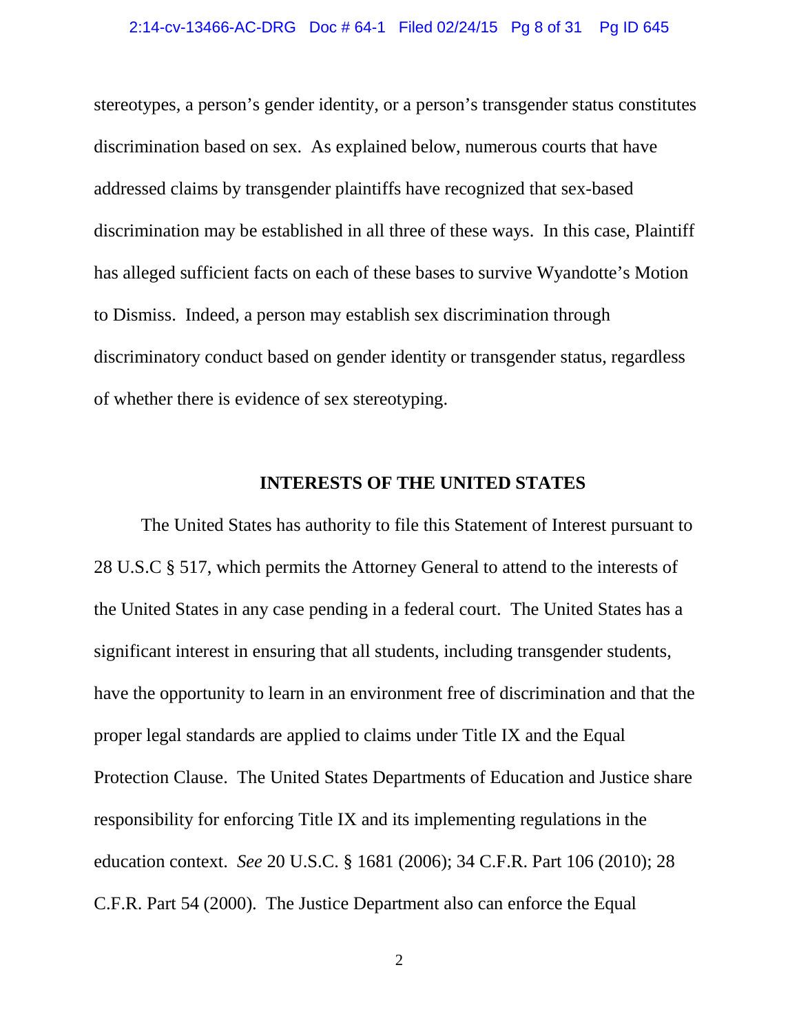stereotypes, a person's gender identity, or a person's transgender status constitutes discrimination based on sex. As explained below, numerous courts that have addressed claims by transgender plaintiffs have recognized that sex-based discrimination may be established in all three of these ways. In this case, Plaintiff has alleged sufficient facts on each of these bases to survive Wyandotte's Motion to Dismiss. Indeed, a person may establish sex discrimination through discriminatory conduct based on gender identity or transgender status, regardless of whether there is evidence of sex stereotyping.

## INTERESTS OF THE UNITED STATES

The United States has authority to file this Statement of Interest pursuant to 28 U.S.C § 517, which permits the Attorney General to attend to the interests of the United States in any case pending in a federal court. The United States has a significant interest in ensuring that all students, including transgender students, have the opportunity to learn in an environment free of discrimination and that the proper legal standards are applied to claims under Title IX and the Equal Protection Clause. The United States Departments of Education and Justice share responsibility for enforcing Title IX and its implementing regulations in the education context. *See* 20 U.S.C. § 1681 (2006); 34 C.F.R. Part 106 (2010); 28 C.F.R. Part 54 (2000). The Justice Department also can enforce the Equal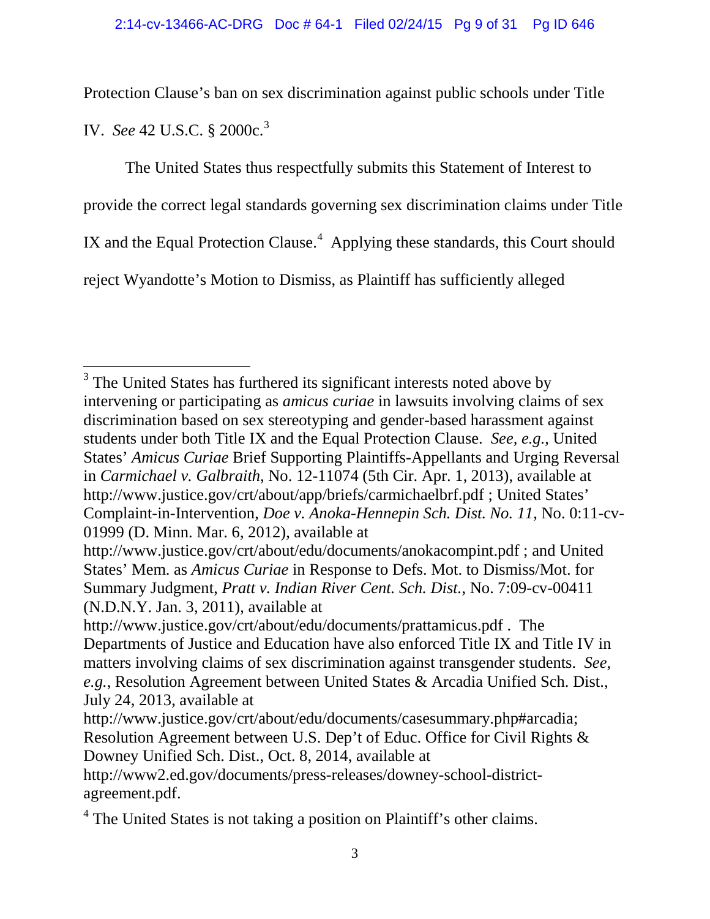Protection Clause's ban on sex discrimination against public schools under Title IV. *See* 42 U.S.C. § 2000c.[3]

The United States thus respectfully submits this Statement of Interest to provide the correct legal standards governing sex discrimination claims under Title IX and the Equal Protection Clause.[4] Applying these standards, this Court should reject Wyandotte's Motion to Dismiss, as Plaintiff has sufficiently alleged

---

[3] The United States has furthered its significant interests noted above by intervening or participating as *amicus curiae* in lawsuits involving claims of sex discrimination based on sex stereotyping and gender-based harassment against students under both Title IX and the Equal Protection Clause. *See, e.g.*, United States' *Amicus Curiae* Brief Supporting Plaintiffs-Appellants and Urging Reversal in *Carmichael v. Galbraith*, No. 12-11074 (5th Cir. Apr. 1, 2013), available at http://www.justice.gov/crt/about/app/briefs/carmichaelbrf.pdf ; United States' Complaint-in-Intervention, *Doe v. Anoka-Hennepin Sch. Dist. No. 11*, No. 0:11-cv-01999 (D. Minn. Mar. 6, 2012), available at http://www.justice.gov/crt/about/edu/documents/anokacompint.pdf ; and United States' Mem. as *Amicus Curiae* in Response to Defs. Mot. to Dismiss/Mot. for Summary Judgment, *Pratt v. Indian River Cent. Sch. Dist.*, No. 7:09-cv-00411 (N.D.N.Y. Jan. 3, 2011), available at http://www.justice.gov/crt/about/edu/documents/prattamicus.pdf . The Departments of Justice and Education have also enforced Title IX and Title IV in matters involving claims of sex discrimination against transgender students. *See, e.g.*, Resolution Agreement between United States & Arcadia Unified Sch. Dist., July 24, 2013, available at http://www.justice.gov/crt/about/edu/documents/casesummary.php#arcadia; Resolution Agreement between U.S. Dep't of Educ. Office for Civil Rights & Downey Unified Sch. Dist., Oct. 8, 2014, available at http://www2.ed.gov/documents/press-releases/downey-school-district-agreement.pdf.

[4] The United States is not taking a position on Plaintiff's other claims.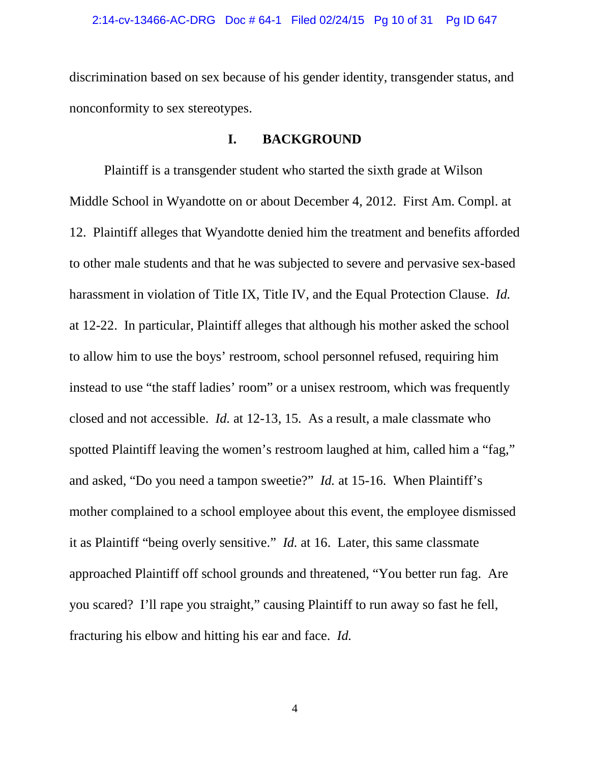discrimination based on sex because of his gender identity, transgender status, and nonconformity to sex stereotypes.

## I. BACKGROUND

Plaintiff is a transgender student who started the sixth grade at Wilson Middle School in Wyandotte on or about December 4, 2012. First Am. Compl. at 12. Plaintiff alleges that Wyandotte denied him the treatment and benefits afforded to other male students and that he was subjected to severe and pervasive sex-based harassment in violation of Title IX, Title IV, and the Equal Protection Clause. *Id.* at 12-22. In particular, Plaintiff alleges that although his mother asked the school to allow him to use the boys' restroom, school personnel refused, requiring him instead to use "the staff ladies' room" or a unisex restroom, which was frequently closed and not accessible. *Id.* at 12-13, 15. As a result, a male classmate who spotted Plaintiff leaving the women's restroom laughed at him, called him a "fag," and asked, "Do you need a tampon sweetie?" *Id.* at 15-16. When Plaintiff's mother complained to a school employee about this event, the employee dismissed it as Plaintiff "being overly sensitive." *Id.* at 16. Later, this same classmate approached Plaintiff off school grounds and threatened, "You better run fag. Are you scared? I'll rape you straight," causing Plaintiff to run away so fast he fell, fracturing his elbow and hitting his ear and face. *Id.*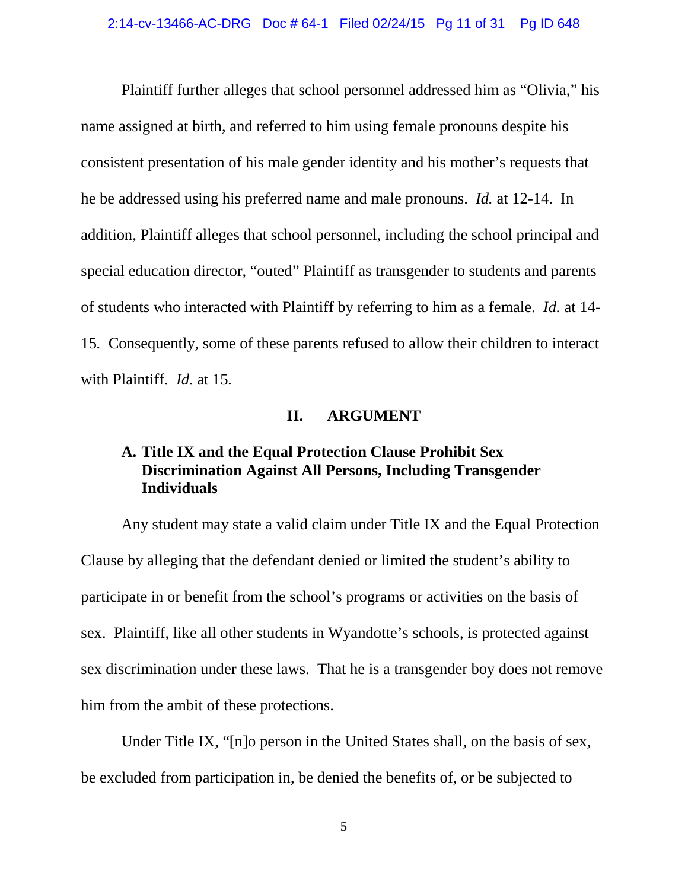Plaintiff further alleges that school personnel addressed him as "Olivia," his name assigned at birth, and referred to him using female pronouns despite his consistent presentation of his male gender identity and his mother's requests that he be addressed using his preferred name and male pronouns. *Id.* at 12-14. In addition, Plaintiff alleges that school personnel, including the school principal and special education director, "outed" Plaintiff as transgender to students and parents of students who interacted with Plaintiff by referring to him as a female. *Id.* at 14-15. Consequently, some of these parents refused to allow their children to interact with Plaintiff. *Id.* at 15.

## II. ARGUMENT

### A. Title IX and the Equal Protection Clause Prohibit Sex Discrimination Against All Persons, Including Transgender Individuals

Any student may state a valid claim under Title IX and the Equal Protection Clause by alleging that the defendant denied or limited the student's ability to participate in or benefit from the school's programs or activities on the basis of sex. Plaintiff, like all other students in Wyandotte's schools, is protected against sex discrimination under these laws. That he is a transgender boy does not remove him from the ambit of these protections.

Under Title IX, "[n]o person in the United States shall, on the basis of sex, be excluded from participation in, be denied the benefits of, or be subjected to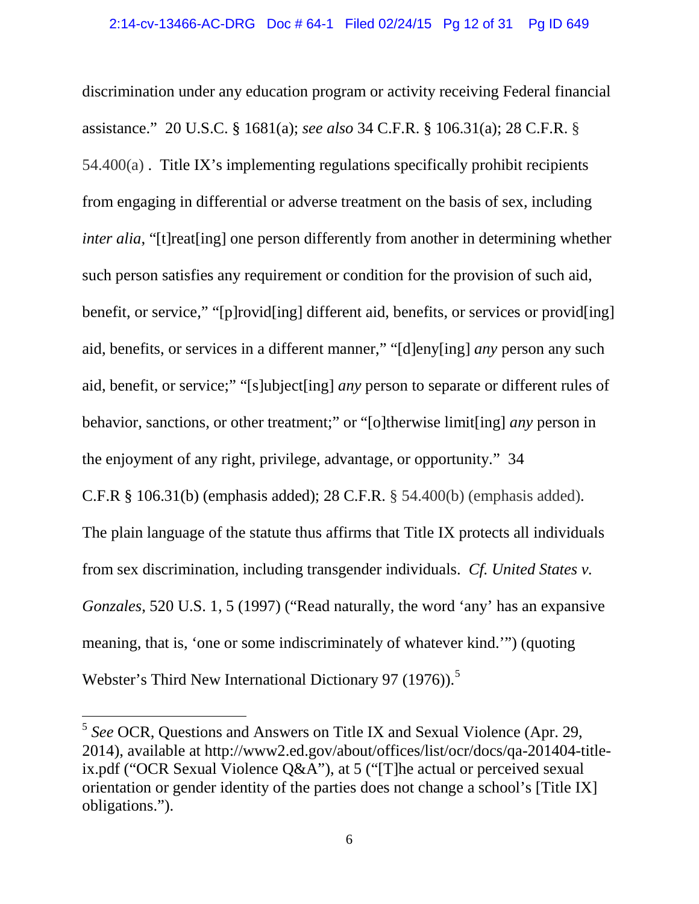discrimination under any education program or activity receiving Federal financial assistance." 20 U.S.C. § 1681(a); *see also* 34 C.F.R. § 106.31(a); 28 C.F.R. § 54.400(a) . Title IX's implementing regulations specifically prohibit recipients from engaging in differential or adverse treatment on the basis of sex, including *inter alia*, "[t]reat[ing] one person differently from another in determining whether such person satisfies any requirement or condition for the provision of such aid, benefit, or service," "[p]rovid[ing] different aid, benefits, or services or provid[ing] aid, benefits, or services in a different manner," "[d]eny[ing] *any* person any such aid, benefit, or service;" "[s]ubject[ing] *any* person to separate or different rules of behavior, sanctions, or other treatment;" or "[o]therwise limit[ing] *any* person in the enjoyment of any right, privilege, advantage, or opportunity." 34 C.F.R § 106.31(b) (emphasis added); 28 C.F.R. § 54.400(b) (emphasis added). The plain language of the statute thus affirms that Title IX protects all individuals from sex discrimination, including transgender individuals. *Cf. United States v. Gonzales*, 520 U.S. 1, 5 (1997) ("Read naturally, the word 'any' has an expansive meaning, that is, 'one or some indiscriminately of whatever kind.'") (quoting Webster's Third New International Dictionary 97 (1976)).[5]

---

[5] *See* OCR, Questions and Answers on Title IX and Sexual Violence (Apr. 29, 2014), available at http://www2.ed.gov/about/offices/list/ocr/docs/qa-201404-title-ix.pdf ("OCR Sexual Violence Q&A"), at 5 ("[T]he actual or perceived sexual orientation or gender identity of the parties does not change a school's [Title IX] obligations.").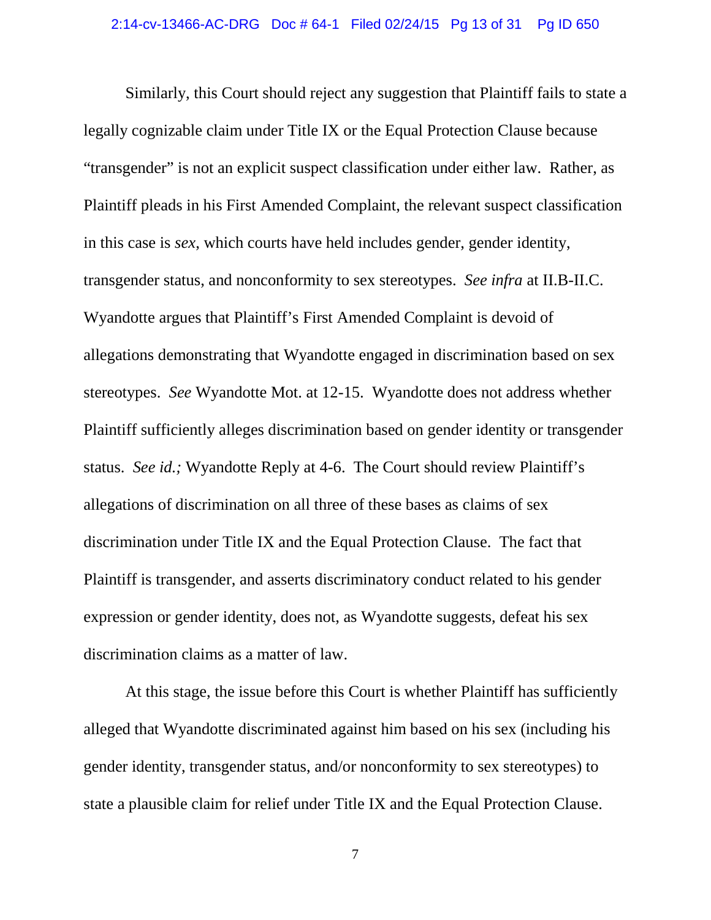Similarly, this Court should reject any suggestion that Plaintiff fails to state a legally cognizable claim under Title IX or the Equal Protection Clause because "transgender" is not an explicit suspect classification under either law. Rather, as Plaintiff pleads in his First Amended Complaint, the relevant suspect classification in this case is *sex*, which courts have held includes gender, gender identity, transgender status, and nonconformity to sex stereotypes. *See infra* at II.B-II.C. Wyandotte argues that Plaintiff's First Amended Complaint is devoid of allegations demonstrating that Wyandotte engaged in discrimination based on sex stereotypes. *See* Wyandotte Mot. at 12-15. Wyandotte does not address whether Plaintiff sufficiently alleges discrimination based on gender identity or transgender status. *See id.;* Wyandotte Reply at 4-6. The Court should review Plaintiff's allegations of discrimination on all three of these bases as claims of sex discrimination under Title IX and the Equal Protection Clause. The fact that Plaintiff is transgender, and asserts discriminatory conduct related to his gender expression or gender identity, does not, as Wyandotte suggests, defeat his sex discrimination claims as a matter of law.

At this stage, the issue before this Court is whether Plaintiff has sufficiently alleged that Wyandotte discriminated against him based on his sex (including his gender identity, transgender status, and/or nonconformity to sex stereotypes) to state a plausible claim for relief under Title IX and the Equal Protection Clause.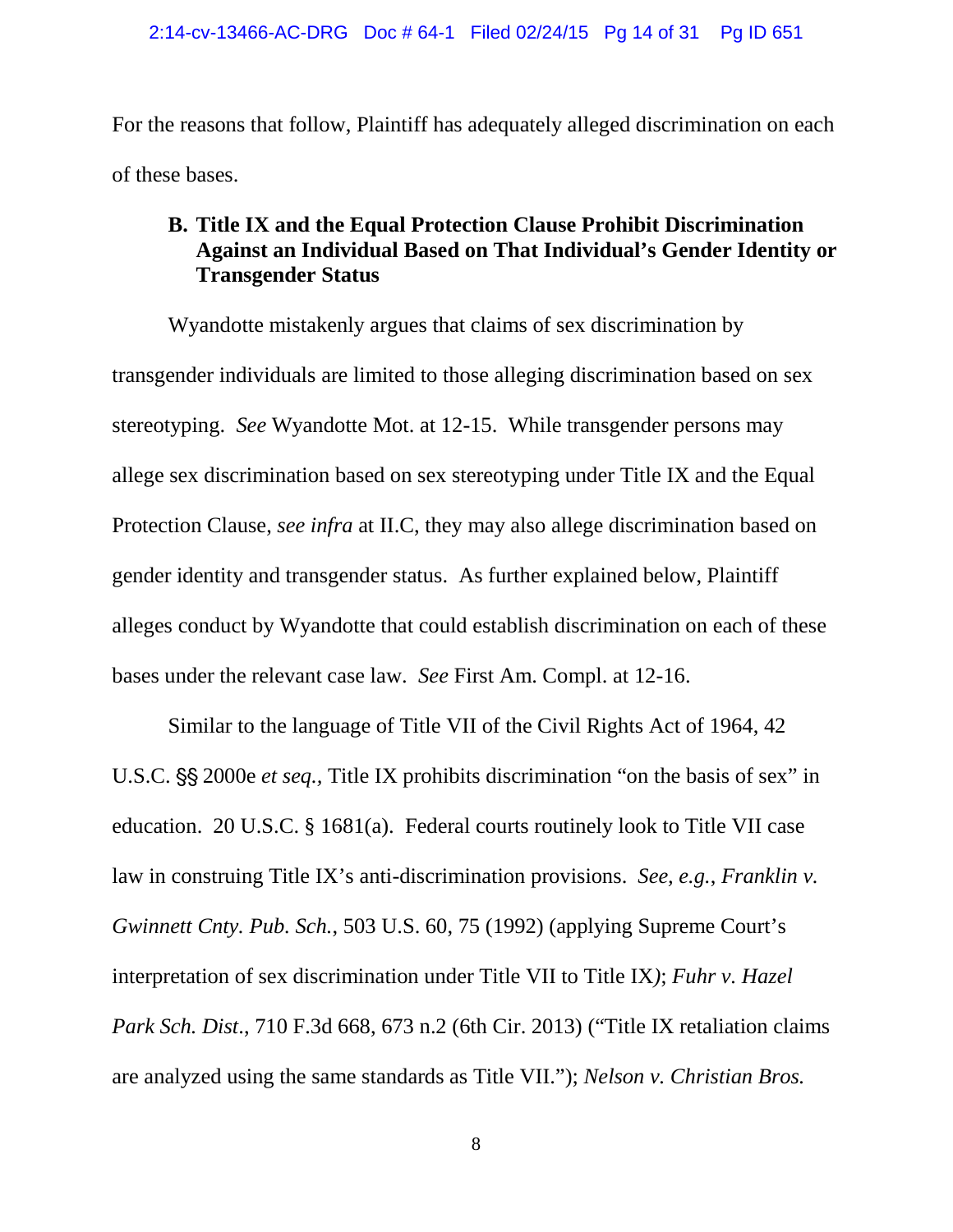For the reasons that follow, Plaintiff has adequately alleged discrimination on each of these bases.

### B. Title IX and the Equal Protection Clause Prohibit Discrimination Against an Individual Based on That Individual's Gender Identity or Transgender Status

Wyandotte mistakenly argues that claims of sex discrimination by transgender individuals are limited to those alleging discrimination based on sex stereotyping. *See* Wyandotte Mot. at 12-15. While transgender persons may allege sex discrimination based on sex stereotyping under Title IX and the Equal Protection Clause, *see infra* at II.C, they may also allege discrimination based on gender identity and transgender status. As further explained below, Plaintiff alleges conduct by Wyandotte that could establish discrimination on each of these bases under the relevant case law. *See* First Am. Compl. at 12-16.

Similar to the language of Title VII of the Civil Rights Act of 1964, 42 U.S.C. §§ 2000e *et seq.*, Title IX prohibits discrimination "on the basis of sex" in education. 20 U.S.C. § 1681(a). Federal courts routinely look to Title VII case law in construing Title IX's anti-discrimination provisions. *See, e.g.*, *Franklin v. Gwinnett Cnty. Pub. Sch.*, 503 U.S. 60, 75 (1992) (applying Supreme Court's interpretation of sex discrimination under Title VII to Title IX); *Fuhr v. Hazel Park Sch. Dist*., 710 F.3d 668, 673 n.2 (6th Cir. 2013) ("Title IX retaliation claims are analyzed using the same standards as Title VII."); *Nelson v. Christian Bros.*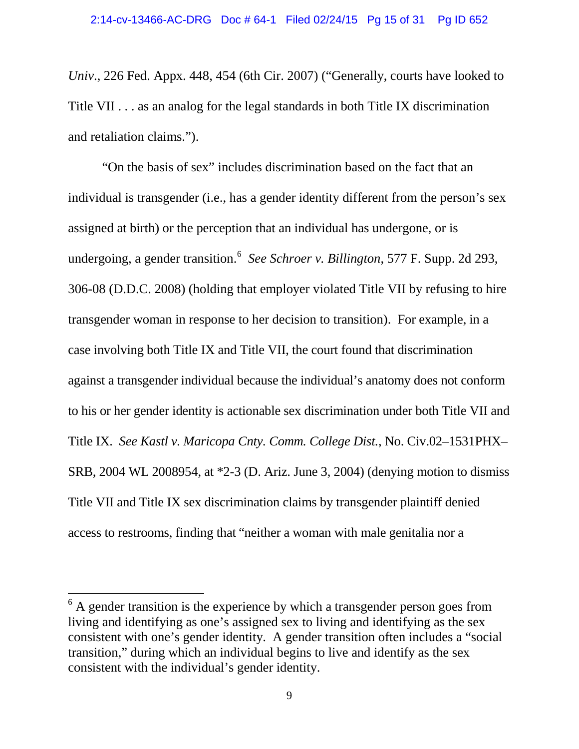*Univ*., 226 Fed. Appx. 448, 454 (6th Cir. 2007) ("Generally, courts have looked to Title VII . . . as an analog for the legal standards in both Title IX discrimination and retaliation claims.").

"On the basis of sex" includes discrimination based on the fact that an individual is transgender (i.e., has a gender identity different from the person's sex assigned at birth) or the perception that an individual has undergone, or is undergoing, a gender transition.[6] *See Schroer v. Billington*, 577 F. Supp. 2d 293, 306-08 (D.D.C. 2008) (holding that employer violated Title VII by refusing to hire transgender woman in response to her decision to transition). For example, in a case involving both Title IX and Title VII, the court found that discrimination against a transgender individual because the individual's anatomy does not conform to his or her gender identity is actionable sex discrimination under both Title VII and Title IX. *See Kastl v. Maricopa Cnty. Comm. College Dist.*, No. Civ.02–1531PHX–SRB, 2004 WL 2008954, at *2-3 (D. Ariz. June 3, 2004) (denying motion to dismiss Title VII and Title IX sex discrimination claims by transgender plaintiff denied access to restrooms, finding that "neither a woman with male genitalia nor a

---

[6] A gender transition is the experience by which a transgender person goes from living and identifying as one's assigned sex to living and identifying as the sex consistent with one's gender identity. A gender transition often includes a "social transition," during which an individual begins to live and identify as the sex consistent with the individual's gender identity.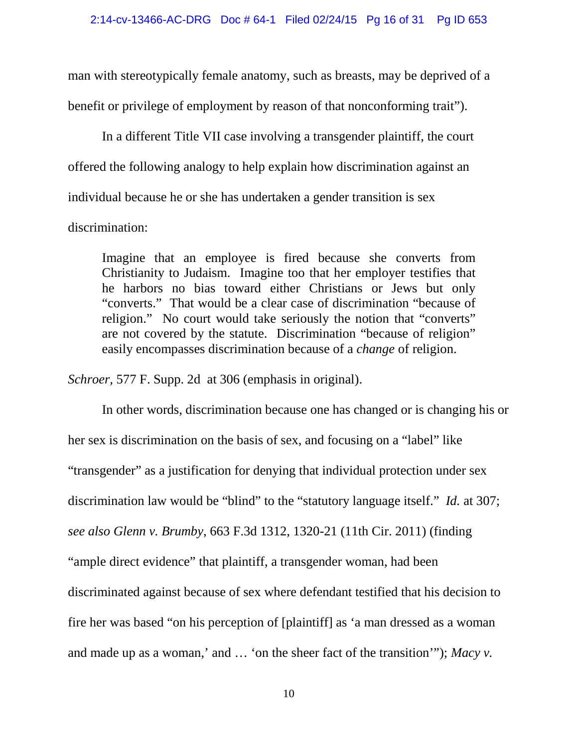man with stereotypically female anatomy, such as breasts, may be deprived of a benefit or privilege of employment by reason of that nonconforming trait").

In a different Title VII case involving a transgender plaintiff, the court offered the following analogy to help explain how discrimination against an individual because he or she has undertaken a gender transition is sex discrimination:

> Imagine that an employee is fired because she converts from Christianity to Judaism. Imagine too that her employer testifies that he harbors no bias toward either Christians or Jews but only "converts." That would be a clear case of discrimination "because of religion." No court would take seriously the notion that "converts" are not covered by the statute. Discrimination "because of religion" easily encompasses discrimination because of a *change* of religion.

*Schroer*, 577 F. Supp. 2d at 306 (emphasis in original).

In other words, discrimination because one has changed or is changing his or her sex is discrimination on the basis of sex, and focusing on a "label" like "transgender" as a justification for denying that individual protection under sex discrimination law would be "blind" to the "statutory language itself." *Id.* at 307; *see also Glenn v. Brumby*, 663 F.3d 1312, 1320-21 (11th Cir. 2011) (finding "ample direct evidence" that plaintiff, a transgender woman, had been discriminated against because of sex where defendant testified that his decision to fire her was based "on his perception of [plaintiff] as 'a man dressed as a woman and made up as a woman,' and … 'on the sheer fact of the transition'"); *Macy v.*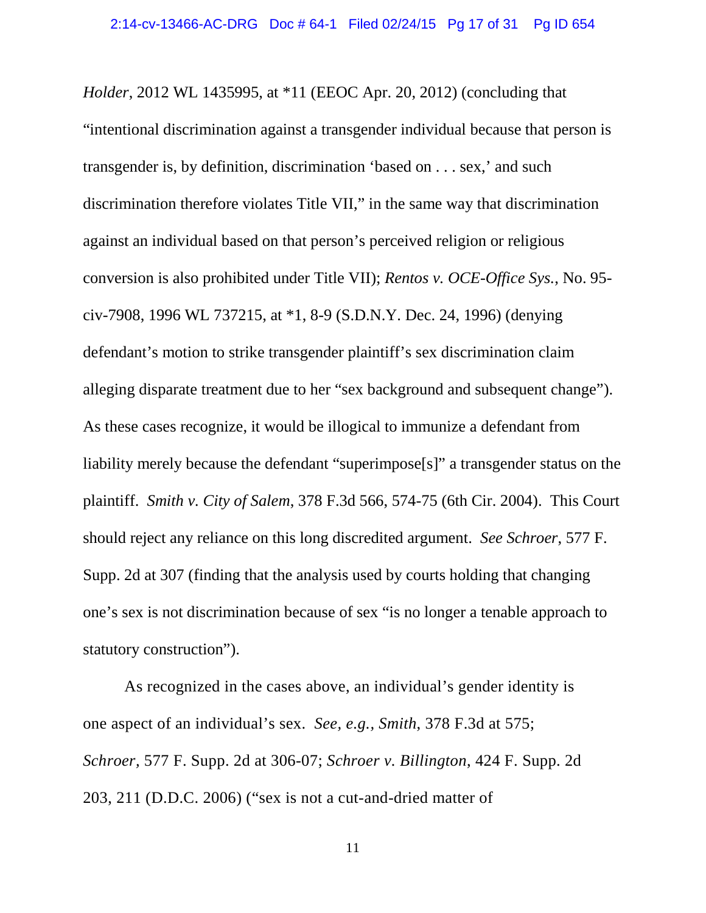*Holder*, 2012 WL 1435995, at *11 (EEOC Apr. 20, 2012) (concluding that "intentional discrimination against a transgender individual because that person is transgender is, by definition, discrimination 'based on . . . sex,' and such discrimination therefore violates Title VII," in the same way that discrimination against an individual based on that person's perceived religion or religious conversion is also prohibited under Title VII); *Rentos v. OCE-Office Sys.*, No. 95-civ-7908, 1996 WL 737215, at *1, 8-9 (S.D.N.Y. Dec. 24, 1996) (denying defendant's motion to strike transgender plaintiff's sex discrimination claim alleging disparate treatment due to her "sex background and subsequent change"). As these cases recognize, it would be illogical to immunize a defendant from liability merely because the defendant "superimpose[s]" a transgender status on the plaintiff. *Smith v. City of Salem*, 378 F.3d 566, 574-75 (6th Cir. 2004). This Court should reject any reliance on this long discredited argument. *See Schroer*, 577 F. Supp. 2d at 307 (finding that the analysis used by courts holding that changing one's sex is not discrimination because of sex "is no longer a tenable approach to statutory construction").

As recognized in the cases above, an individual's gender identity is one aspect of an individual's sex. *See, e.g., Smith*, 378 F.3d at 575; *Schroer*, 577 F. Supp. 2d at 306-07; *Schroer v. Billington*, 424 F. Supp. 2d 203, 211 (D.D.C. 2006) ("sex is not a cut-and-dried matter of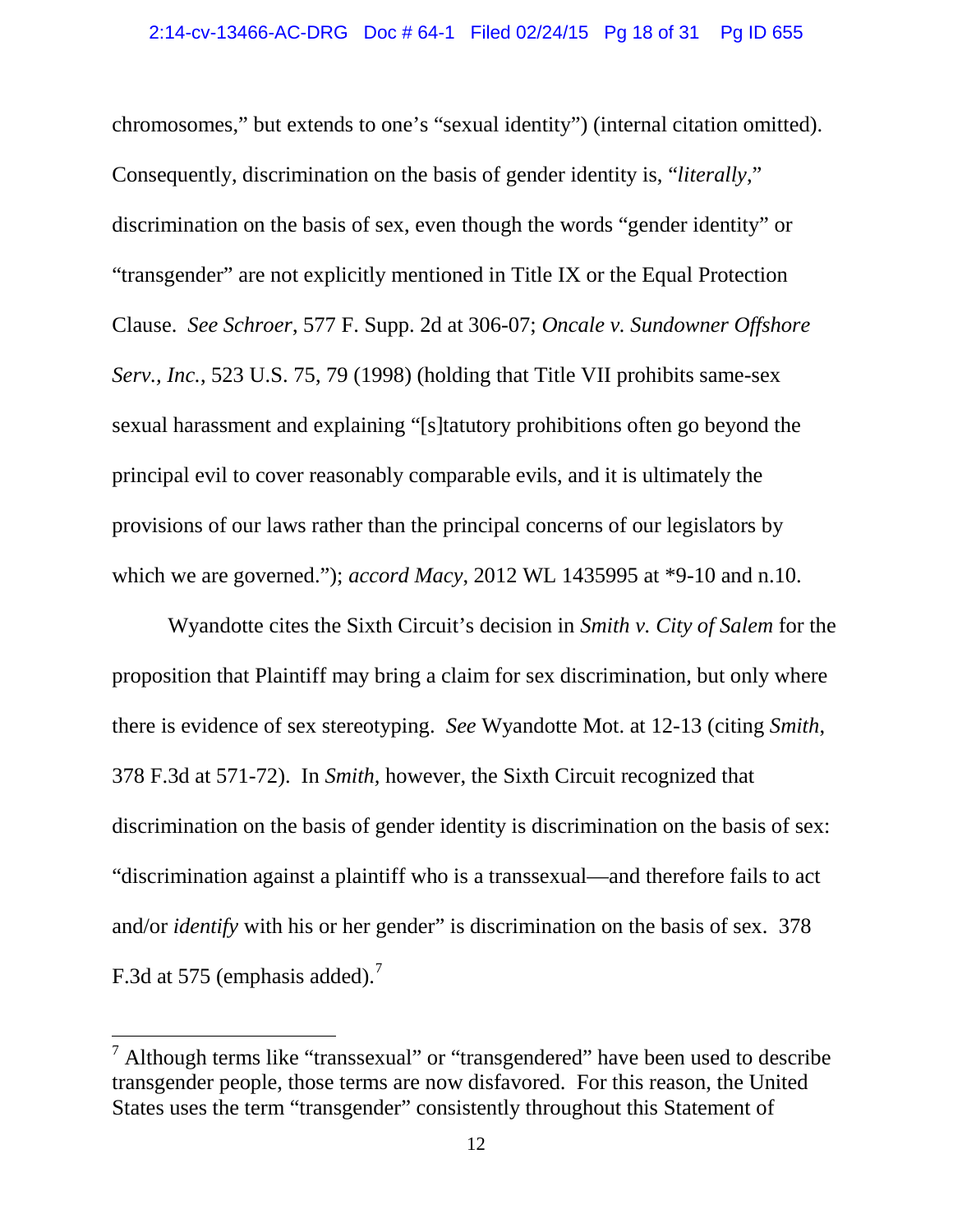chromosomes," but extends to one's "sexual identity") (internal citation omitted). Consequently, discrimination on the basis of gender identity is, "*literally*," discrimination on the basis of sex, even though the words "gender identity" or "transgender" are not explicitly mentioned in Title IX or the Equal Protection Clause. *See Schroer*, 577 F. Supp. 2d at 306-07; *Oncale v. Sundowner Offshore Serv., Inc.*, 523 U.S. 75, 79 (1998) (holding that Title VII prohibits same-sex sexual harassment and explaining "[s]tatutory prohibitions often go beyond the principal evil to cover reasonably comparable evils, and it is ultimately the provisions of our laws rather than the principal concerns of our legislators by which we are governed."); *accord Macy*, 2012 WL 1435995 at *9-10 and n.10.

Wyandotte cites the Sixth Circuit's decision in *Smith v. City of Salem* for the proposition that Plaintiff may bring a claim for sex discrimination, but only where there is evidence of sex stereotyping. *See* Wyandotte Mot. at 12-13 (citing *Smith*, 378 F.3d at 571-72). In *Smith,* however, the Sixth Circuit recognized that discrimination on the basis of gender identity is discrimination on the basis of sex: "discrimination against a plaintiff who is a transsexual—and therefore fails to act and/or *identify* with his or her gender" is discrimination on the basis of sex. 378 F.3d at 575 (emphasis added).[7]

[7] Although terms like "transsexual" or "transgendered" have been used to describe transgender people, those terms are now disfavored. For this reason, the United States uses the term "transgender" consistently throughout this Statement of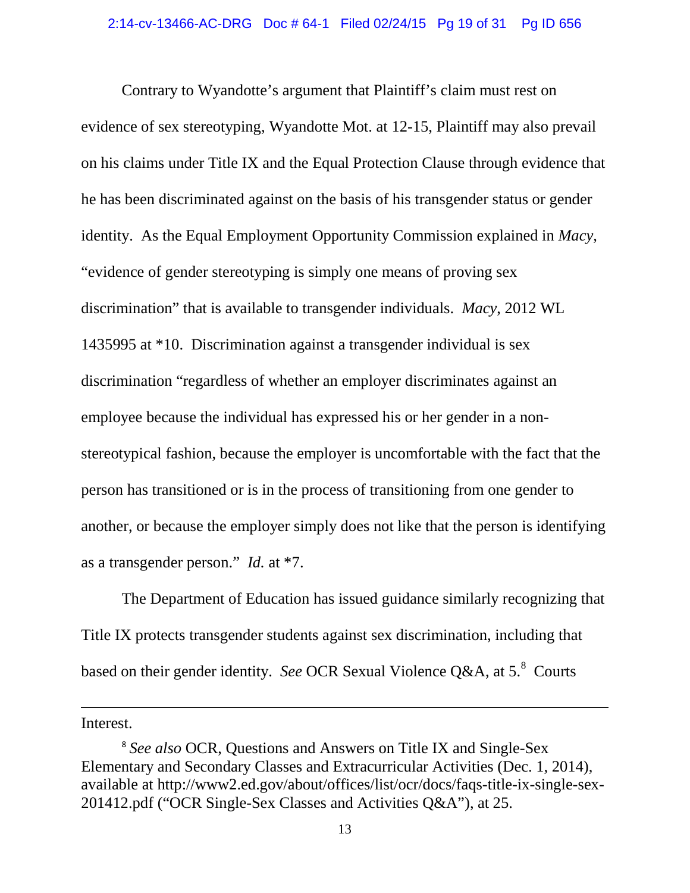Contrary to Wyandotte's argument that Plaintiff's claim must rest on evidence of sex stereotyping, Wyandotte Mot. at 12-15, Plaintiff may also prevail on his claims under Title IX and the Equal Protection Clause through evidence that he has been discriminated against on the basis of his transgender status or gender identity. As the Equal Employment Opportunity Commission explained in *Macy*, "evidence of gender stereotyping is simply one means of proving sex discrimination" that is available to transgender individuals. *Macy*, 2012 WL 1435995 at *10. Discrimination against a transgender individual is sex discrimination "regardless of whether an employer discriminates against an employee because the individual has expressed his or her gender in a non-stereotypical fashion, because the employer is uncomfortable with the fact that the person has transitioned or is in the process of transitioning from one gender to another, or because the employer simply does not like that the person is identifying as a transgender person." *Id.* at *7.

The Department of Education has issued guidance similarly recognizing that Title IX protects transgender students against sex discrimination, including that based on their gender identity. *See* OCR Sexual Violence Q&A, at 5.[8] Courts

---

Interest.

[8] *See also* OCR, Questions and Answers on Title IX and Single-Sex Elementary and Secondary Classes and Extracurricular Activities (Dec. 1, 2014), available at http://www2.ed.gov/about/offices/list/ocr/docs/faqs-title-ix-single-sex-201412.pdf ("OCR Single-Sex Classes and Activities Q&A"), at 25.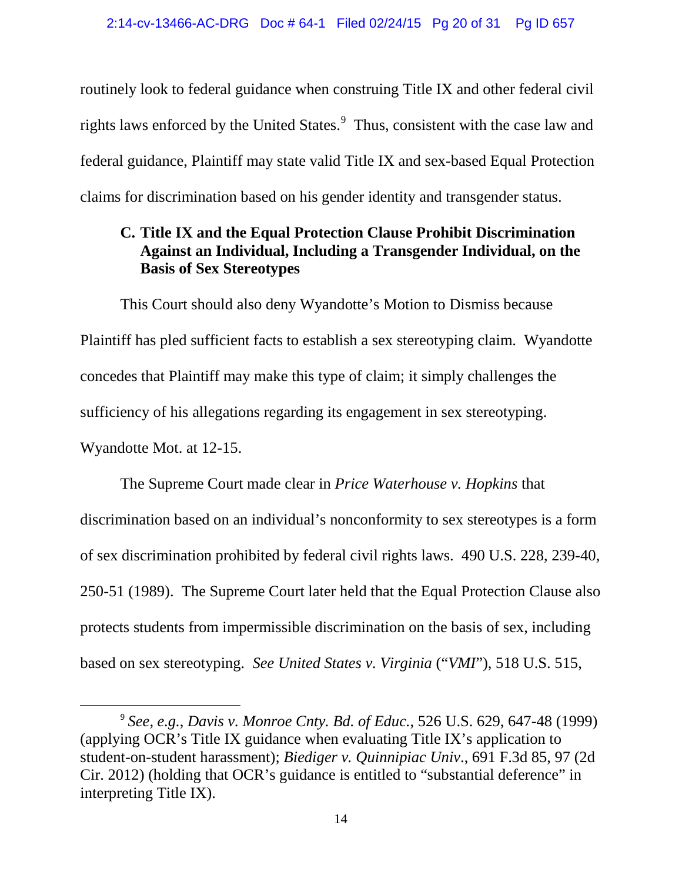routinely look to federal guidance when construing Title IX and other federal civil rights laws enforced by the United States.[9] Thus, consistent with the case law and federal guidance, Plaintiff may state valid Title IX and sex-based Equal Protection claims for discrimination based on his gender identity and transgender status.

### C. Title IX and the Equal Protection Clause Prohibit Discrimination Against an Individual, Including a Transgender Individual, on the Basis of Sex Stereotypes

This Court should also deny Wyandotte's Motion to Dismiss because Plaintiff has pled sufficient facts to establish a sex stereotyping claim. Wyandotte concedes that Plaintiff may make this type of claim; it simply challenges the sufficiency of his allegations regarding its engagement in sex stereotyping. Wyandotte Mot. at 12-15.

The Supreme Court made clear in *Price Waterhouse v. Hopkins* that discrimination based on an individual's nonconformity to sex stereotypes is a form of sex discrimination prohibited by federal civil rights laws. 490 U.S. 228, 239-40, 250-51 (1989). The Supreme Court later held that the Equal Protection Clause also protects students from impermissible discrimination on the basis of sex, including based on sex stereotyping. *See United States v. Virginia* ("*VMI*"), 518 U.S. 515,

---

[9] *See, e.g.*, *Davis v. Monroe Cnty. Bd. of Educ.*, 526 U.S. 629, 647-48 (1999) (applying OCR's Title IX guidance when evaluating Title IX's application to student-on-student harassment); *Biediger v. Quinnipiac Univ*., 691 F.3d 85, 97 (2d Cir. 2012) (holding that OCR's guidance is entitled to "substantial deference" in interpreting Title IX).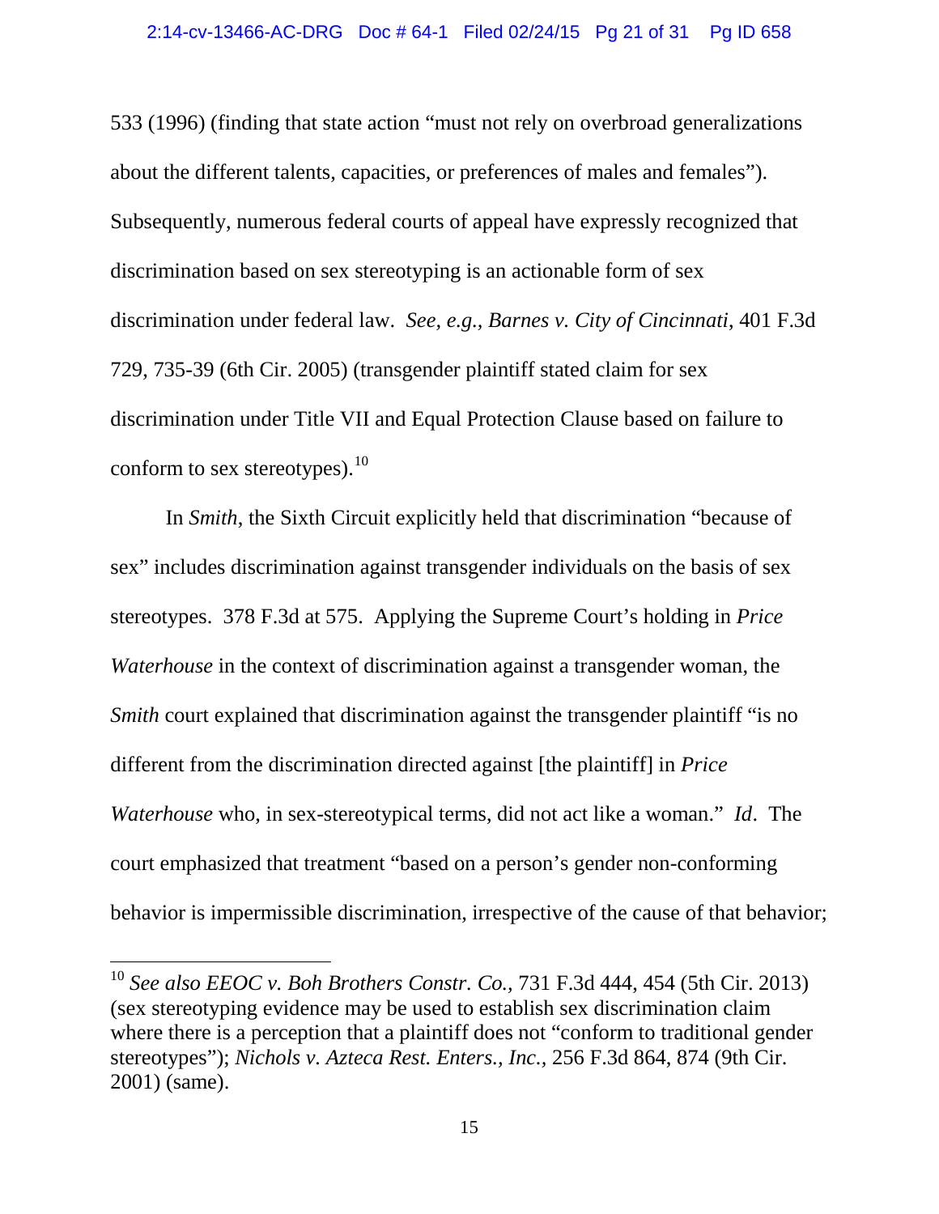533 (1996) (finding that state action "must not rely on overbroad generalizations about the different talents, capacities, or preferences of males and females"). Subsequently, numerous federal courts of appeal have expressly recognized that discrimination based on sex stereotyping is an actionable form of sex discrimination under federal law. *See, e.g.*, *Barnes v. City of Cincinnati*, 401 F.3d 729, 735-39 (6th Cir. 2005) (transgender plaintiff stated claim for sex discrimination under Title VII and Equal Protection Clause based on failure to conform to sex stereotypes).[10]

In *Smith*, the Sixth Circuit explicitly held that discrimination "because of sex" includes discrimination against transgender individuals on the basis of sex stereotypes. 378 F.3d at 575. Applying the Supreme Court's holding in *Price Waterhouse* in the context of discrimination against a transgender woman, the *Smith* court explained that discrimination against the transgender plaintiff "is no different from the discrimination directed against [the plaintiff] in *Price Waterhouse* who, in sex-stereotypical terms, did not act like a woman." *Id*. The court emphasized that treatment "based on a person's gender non-conforming behavior is impermissible discrimination, irrespective of the cause of that behavior;

---

[10] *See also EEOC v. Boh Brothers Constr. Co.*, 731 F.3d 444, 454 (5th Cir. 2013) (sex stereotyping evidence may be used to establish sex discrimination claim where there is a perception that a plaintiff does not "conform to traditional gender stereotypes"); *Nichols v. Azteca Rest. Enters., Inc.*, 256 F.3d 864, 874 (9th Cir. 2001) (same).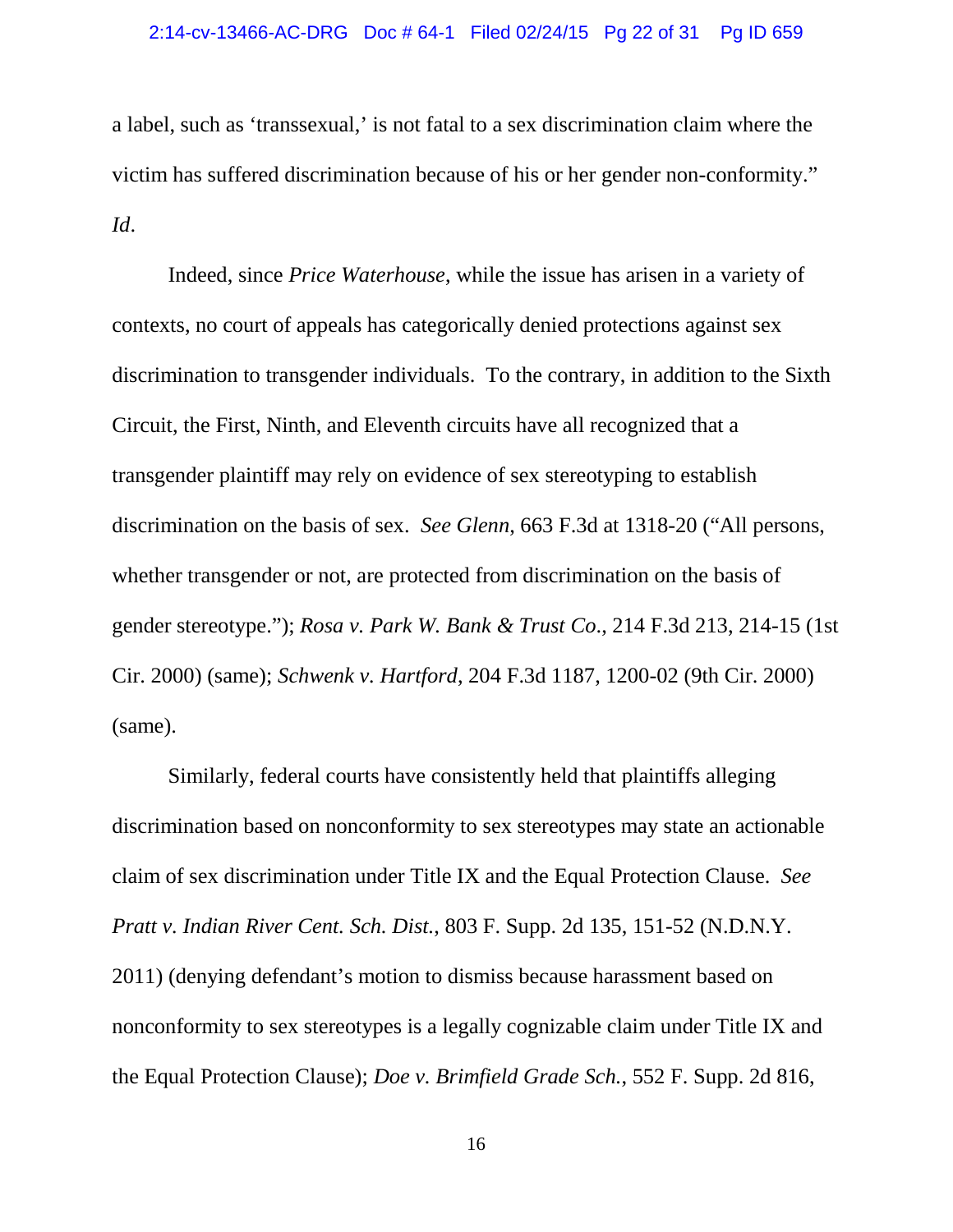a label, such as 'transsexual,' is not fatal to a sex discrimination claim where the victim has suffered discrimination because of his or her gender non-conformity." *Id*.

Indeed, since *Price Waterhouse*, while the issue has arisen in a variety of contexts, no court of appeals has categorically denied protections against sex discrimination to transgender individuals. To the contrary, in addition to the Sixth Circuit, the First, Ninth, and Eleventh circuits have all recognized that a transgender plaintiff may rely on evidence of sex stereotyping to establish discrimination on the basis of sex. *See Glenn*, 663 F.3d at 1318-20 ("All persons, whether transgender or not, are protected from discrimination on the basis of gender stereotype."); *Rosa v. Park W. Bank & Trust Co*., 214 F.3d 213, 214-15 (1st Cir. 2000) (same); *Schwenk v. Hartford*, 204 F.3d 1187, 1200-02 (9th Cir. 2000) (same).

Similarly, federal courts have consistently held that plaintiffs alleging discrimination based on nonconformity to sex stereotypes may state an actionable claim of sex discrimination under Title IX and the Equal Protection Clause. *See Pratt v. Indian River Cent. Sch. Dist.*, 803 F. Supp. 2d 135, 151-52 (N.D.N.Y. 2011) (denying defendant's motion to dismiss because harassment based on nonconformity to sex stereotypes is a legally cognizable claim under Title IX and the Equal Protection Clause); *Doe v. Brimfield Grade Sch.*, 552 F. Supp. 2d 816,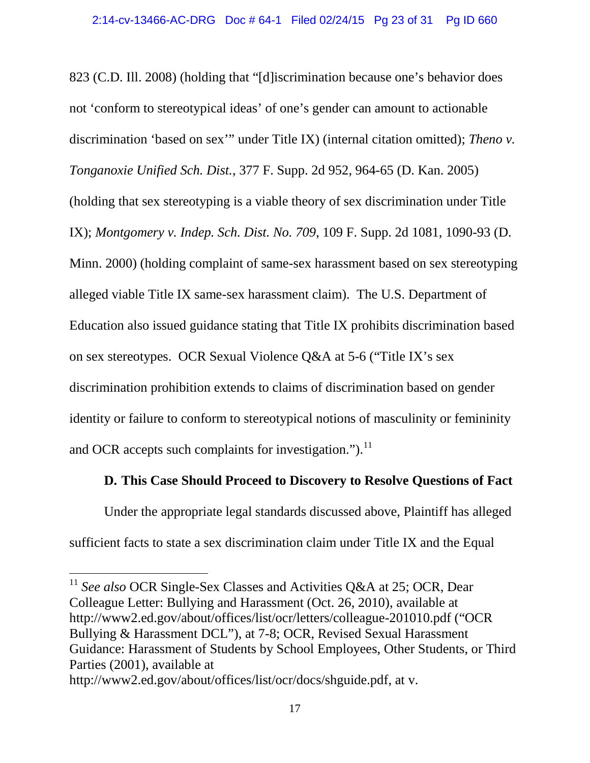823 (C.D. Ill. 2008) (holding that "[d]iscrimination because one's behavior does not 'conform to stereotypical ideas' of one's gender can amount to actionable discrimination 'based on sex'" under Title IX) (internal citation omitted); *Theno v. Tonganoxie Unified Sch. Dist.*, 377 F. Supp. 2d 952, 964-65 (D. Kan. 2005) (holding that sex stereotyping is a viable theory of sex discrimination under Title IX); *Montgomery v. Indep. Sch. Dist. No. 709*, 109 F. Supp. 2d 1081, 1090-93 (D. Minn. 2000) (holding complaint of same-sex harassment based on sex stereotyping alleged viable Title IX same-sex harassment claim). The U.S. Department of Education also issued guidance stating that Title IX prohibits discrimination based on sex stereotypes. OCR Sexual Violence Q&A at 5-6 ("Title IX's sex discrimination prohibition extends to claims of discrimination based on gender identity or failure to conform to stereotypical notions of masculinity or femininity and OCR accepts such complaints for investigation.").[11]

### D. This Case Should Proceed to Discovery to Resolve Questions of Fact

Under the appropriate legal standards discussed above, Plaintiff has alleged sufficient facts to state a sex discrimination claim under Title IX and the Equal

---

[11] *See also* OCR Single-Sex Classes and Activities Q&A at 25; OCR, Dear Colleague Letter: Bullying and Harassment (Oct. 26, 2010), available at http://www2.ed.gov/about/offices/list/ocr/letters/colleague-201010.pdf ("OCR Bullying & Harassment DCL"), at 7-8; OCR, Revised Sexual Harassment Guidance: Harassment of Students by School Employees, Other Students, or Third Parties (2001), available at http://www2.ed.gov/about/offices/list/ocr/docs/shguide.pdf, at v.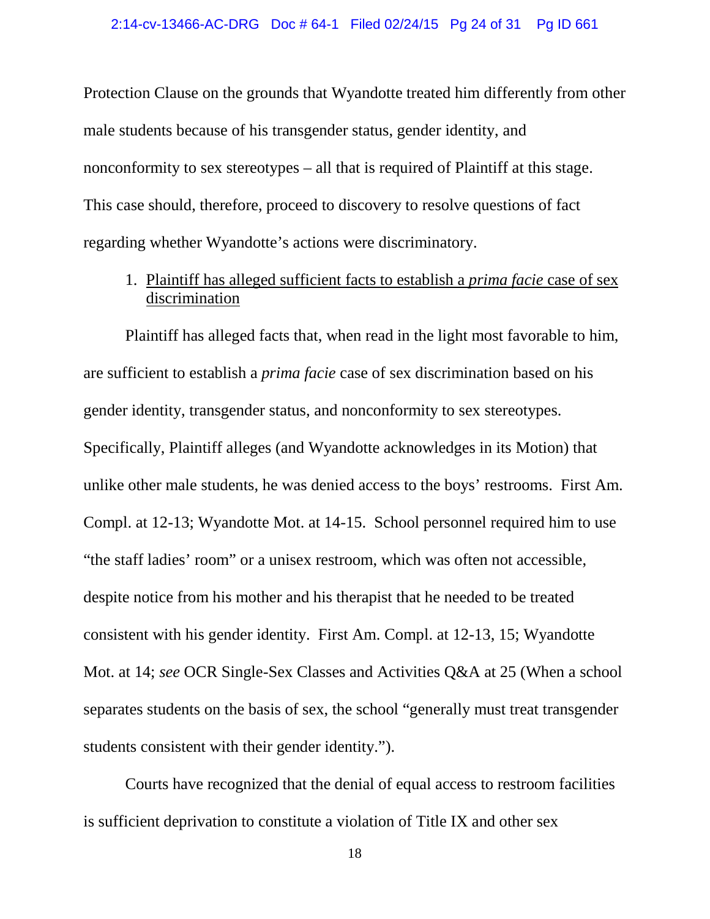Protection Clause on the grounds that Wyandotte treated him differently from other male students because of his transgender status, gender identity, and nonconformity to sex stereotypes – all that is required of Plaintiff at this stage. This case should, therefore, proceed to discovery to resolve questions of fact regarding whether Wyandotte's actions were discriminatory.

1. <u>Plaintiff has alleged sufficient facts to establish a *prima facie* case of sex discrimination</u>

Plaintiff has alleged facts that, when read in the light most favorable to him, are sufficient to establish a *prima facie* case of sex discrimination based on his gender identity, transgender status, and nonconformity to sex stereotypes. Specifically, Plaintiff alleges (and Wyandotte acknowledges in its Motion) that unlike other male students, he was denied access to the boys' restrooms. First Am. Compl. at 12-13; Wyandotte Mot. at 14-15. School personnel required him to use "the staff ladies' room" or a unisex restroom, which was often not accessible, despite notice from his mother and his therapist that he needed to be treated consistent with his gender identity. First Am. Compl. at 12-13, 15; Wyandotte Mot. at 14; *see* OCR Single-Sex Classes and Activities Q&A at 25 (When a school separates students on the basis of sex, the school "generally must treat transgender students consistent with their gender identity.").

Courts have recognized that the denial of equal access to restroom facilities is sufficient deprivation to constitute a violation of Title IX and other sex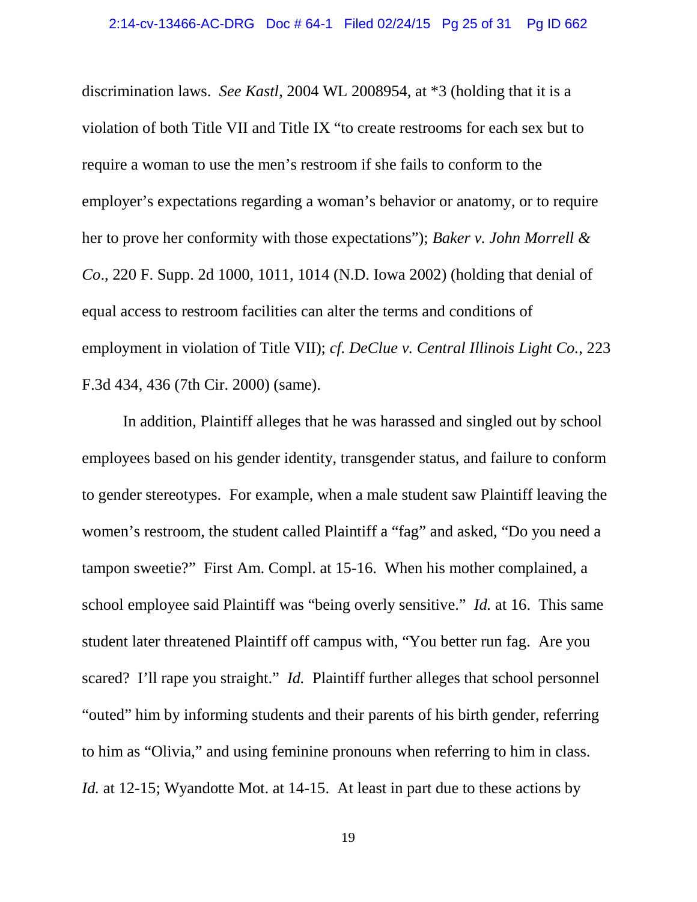discrimination laws. *See Kastl*, 2004 WL 2008954, at *3 (holding that it is a violation of both Title VII and Title IX "to create restrooms for each sex but to require a woman to use the men's restroom if she fails to conform to the employer's expectations regarding a woman's behavior or anatomy, or to require her to prove her conformity with those expectations"); *Baker v. John Morrell & Co*., 220 F. Supp. 2d 1000, 1011, 1014 (N.D. Iowa 2002) (holding that denial of equal access to restroom facilities can alter the terms and conditions of employment in violation of Title VII); *cf. DeClue v. Central Illinois Light Co.*, 223 F.3d 434, 436 (7th Cir. 2000) (same).

In addition, Plaintiff alleges that he was harassed and singled out by school employees based on his gender identity, transgender status, and failure to conform to gender stereotypes. For example, when a male student saw Plaintiff leaving the women's restroom, the student called Plaintiff a "fag" and asked, "Do you need a tampon sweetie?" First Am. Compl. at 15-16. When his mother complained, a school employee said Plaintiff was "being overly sensitive." *Id.* at 16. This same student later threatened Plaintiff off campus with, "You better run fag. Are you scared? I'll rape you straight." *Id.* Plaintiff further alleges that school personnel "outed" him by informing students and their parents of his birth gender, referring to him as "Olivia," and using feminine pronouns when referring to him in class. *Id.* at 12-15; Wyandotte Mot. at 14-15. At least in part due to these actions by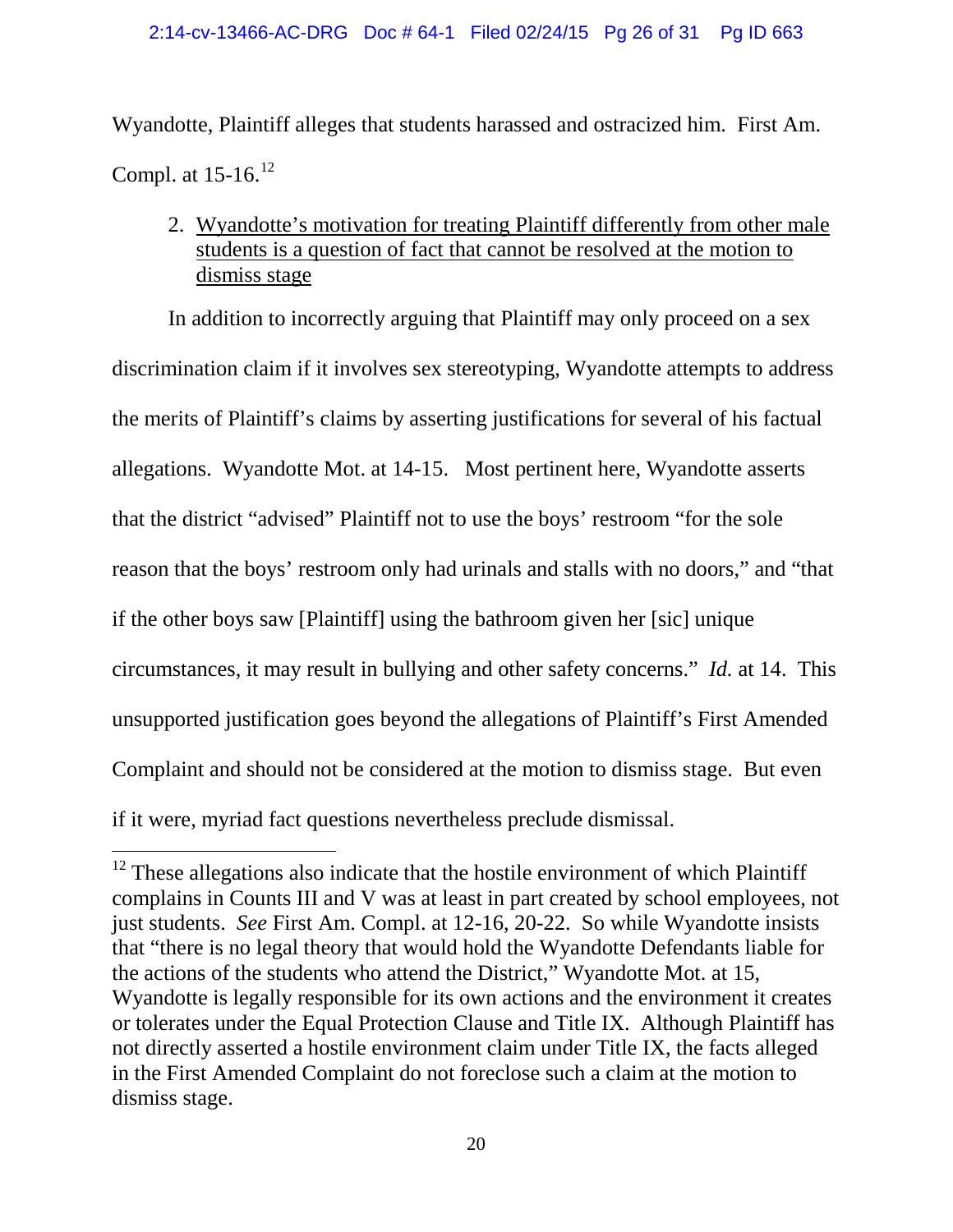Wyandotte, Plaintiff alleges that students harassed and ostracized him. First Am. Compl. at 15-16.[12]

2. Wyandotte's motivation for treating Plaintiff differently from other male students is a question of fact that cannot be resolved at the motion to dismiss stage

In addition to incorrectly arguing that Plaintiff may only proceed on a sex discrimination claim if it involves sex stereotyping, Wyandotte attempts to address the merits of Plaintiff's claims by asserting justifications for several of his factual allegations. Wyandotte Mot. at 14-15. Most pertinent here, Wyandotte asserts that the district "advised" Plaintiff not to use the boys' restroom "for the sole reason that the boys' restroom only had urinals and stalls with no doors," and "that if the other boys saw [Plaintiff] using the bathroom given her [sic] unique circumstances, it may result in bullying and other safety concerns." *Id.* at 14. This unsupported justification goes beyond the allegations of Plaintiff's First Amended Complaint and should not be considered at the motion to dismiss stage. But even if it were, myriad fact questions nevertheless preclude dismissal.

---

[12] These allegations also indicate that the hostile environment of which Plaintiff complains in Counts III and V was at least in part created by school employees, not just students. *See* First Am. Compl. at 12-16, 20-22. So while Wyandotte insists that "there is no legal theory that would hold the Wyandotte Defendants liable for the actions of the students who attend the District," Wyandotte Mot. at 15, Wyandotte is legally responsible for its own actions and the environment it creates or tolerates under the Equal Protection Clause and Title IX. Although Plaintiff has not directly asserted a hostile environment claim under Title IX, the facts alleged in the First Amended Complaint do not foreclose such a claim at the motion to dismiss stage.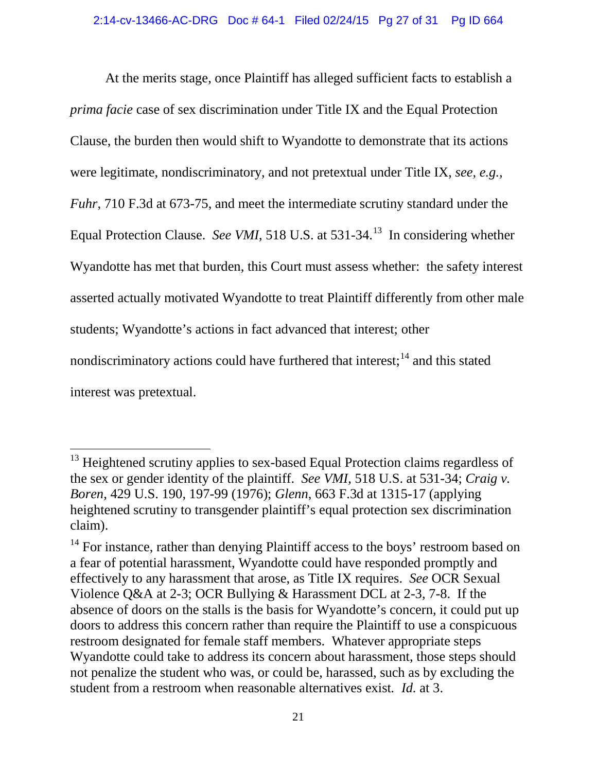At the merits stage, once Plaintiff has alleged sufficient facts to establish a *prima facie* case of sex discrimination under Title IX and the Equal Protection Clause, the burden then would shift to Wyandotte to demonstrate that its actions were legitimate, nondiscriminatory, and not pretextual under Title IX, *see, e.g.*, *Fuhr*, 710 F.3d at 673-75, and meet the intermediate scrutiny standard under the Equal Protection Clause. *See VMI*, 518 U.S. at 531-34.[13] In considering whether Wyandotte has met that burden, this Court must assess whether: the safety interest asserted actually motivated Wyandotte to treat Plaintiff differently from other male students; Wyandotte's actions in fact advanced that interest; other nondiscriminatory actions could have furthered that interest;[14] and this stated interest was pretextual.

---

[13] Heightened scrutiny applies to sex-based Equal Protection claims regardless of the sex or gender identity of the plaintiff. *See VMI*, 518 U.S. at 531-34; *Craig v. Boren*, 429 U.S. 190, 197-99 (1976); *Glenn*, 663 F.3d at 1315-17 (applying heightened scrutiny to transgender plaintiff's equal protection sex discrimination claim).

[14] For instance, rather than denying Plaintiff access to the boys' restroom based on a fear of potential harassment, Wyandotte could have responded promptly and effectively to any harassment that arose, as Title IX requires. *See* OCR Sexual Violence Q&A at 2-3; OCR Bullying & Harassment DCL at 2-3, 7-8. If the absence of doors on the stalls is the basis for Wyandotte's concern, it could put up doors to address this concern rather than require the Plaintiff to use a conspicuous restroom designated for female staff members. Whatever appropriate steps Wyandotte could take to address its concern about harassment, those steps should not penalize the student who was, or could be, harassed, such as by excluding the student from a restroom when reasonable alternatives exist. *Id.* at 3.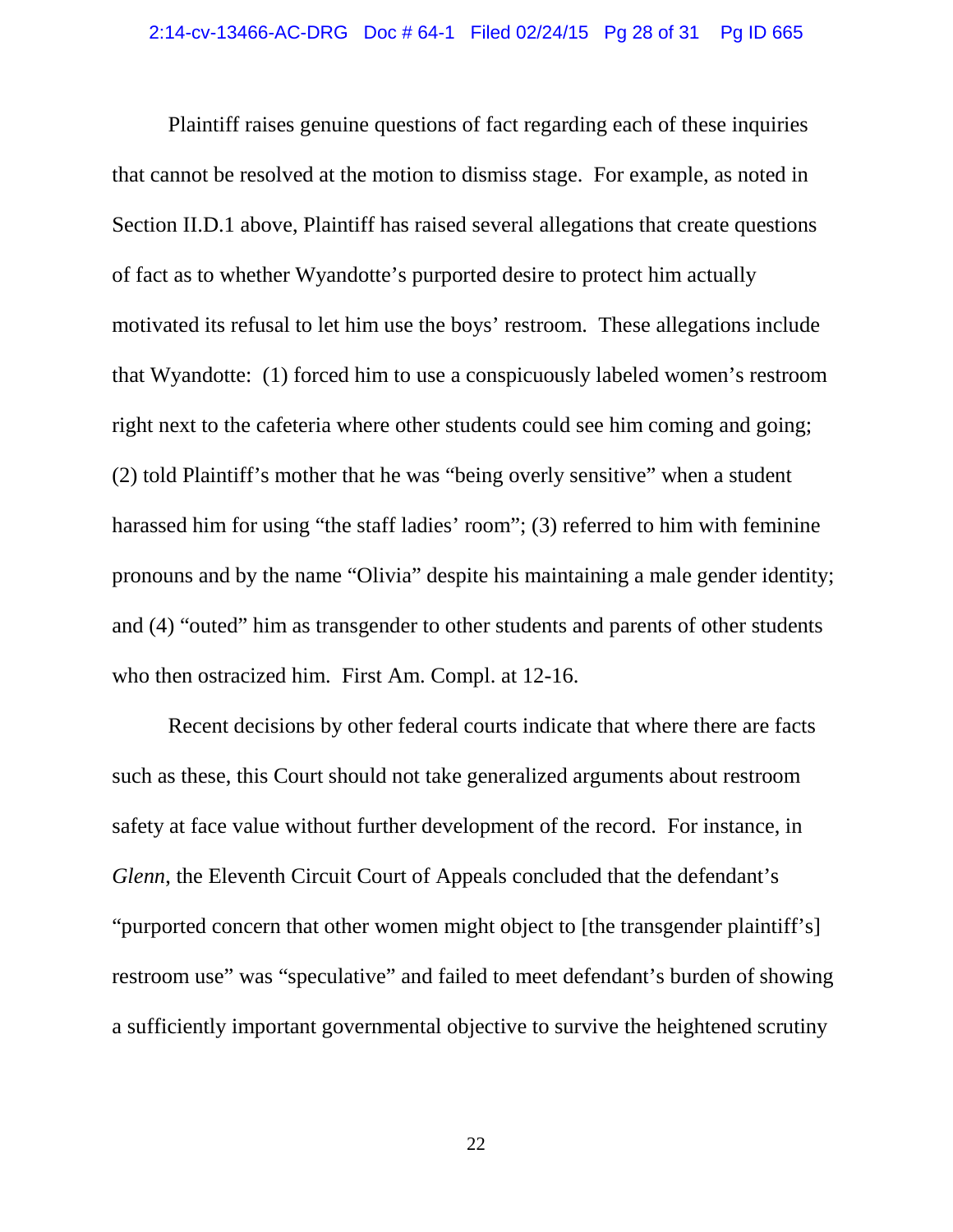Plaintiff raises genuine questions of fact regarding each of these inquiries that cannot be resolved at the motion to dismiss stage. For example, as noted in Section II.D.1 above, Plaintiff has raised several allegations that create questions of fact as to whether Wyandotte's purported desire to protect him actually motivated its refusal to let him use the boys' restroom. These allegations include that Wyandotte: (1) forced him to use a conspicuously labeled women's restroom right next to the cafeteria where other students could see him coming and going; (2) told Plaintiff's mother that he was "being overly sensitive" when a student harassed him for using "the staff ladies' room"; (3) referred to him with feminine pronouns and by the name "Olivia" despite his maintaining a male gender identity; and (4) "outed" him as transgender to other students and parents of other students who then ostracized him. First Am. Compl. at 12-16.

Recent decisions by other federal courts indicate that where there are facts such as these, this Court should not take generalized arguments about restroom safety at face value without further development of the record. For instance, in *Glenn*, the Eleventh Circuit Court of Appeals concluded that the defendant's "purported concern that other women might object to [the transgender plaintiff's] restroom use" was "speculative" and failed to meet defendant's burden of showing a sufficiently important governmental objective to survive the heightened scrutiny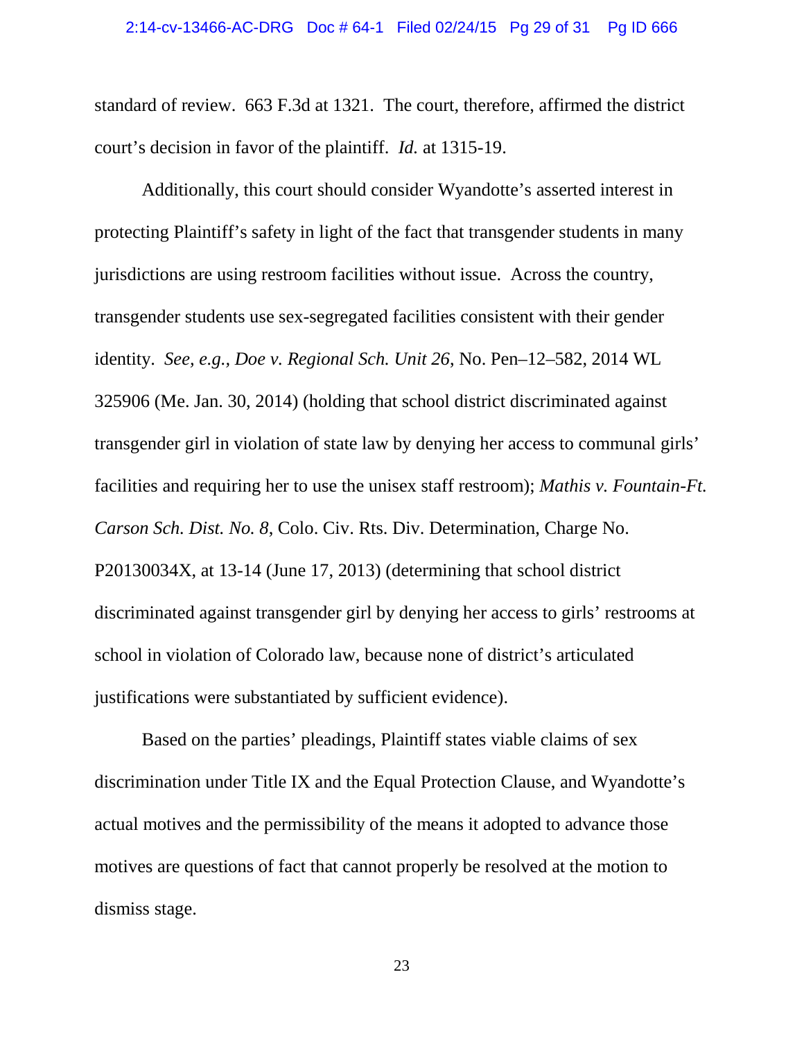standard of review. 663 F.3d at 1321. The court, therefore, affirmed the district court's decision in favor of the plaintiff. *Id.* at 1315-19.

Additionally, this court should consider Wyandotte's asserted interest in protecting Plaintiff's safety in light of the fact that transgender students in many jurisdictions are using restroom facilities without issue. Across the country, transgender students use sex-segregated facilities consistent with their gender identity. *See, e.g., Doe v. Regional Sch. Unit 26*, No. Pen–12–582, 2014 WL 325906 (Me. Jan. 30, 2014) (holding that school district discriminated against transgender girl in violation of state law by denying her access to communal girls' facilities and requiring her to use the unisex staff restroom); *Mathis v. Fountain-Ft. Carson Sch. Dist. No. 8*, Colo. Civ. Rts. Div. Determination, Charge No. P20130034X, at 13-14 (June 17, 2013) (determining that school district discriminated against transgender girl by denying her access to girls' restrooms at school in violation of Colorado law, because none of district's articulated justifications were substantiated by sufficient evidence).

Based on the parties' pleadings, Plaintiff states viable claims of sex discrimination under Title IX and the Equal Protection Clause, and Wyandotte's actual motives and the permissibility of the means it adopted to advance those motives are questions of fact that cannot properly be resolved at the motion to dismiss stage.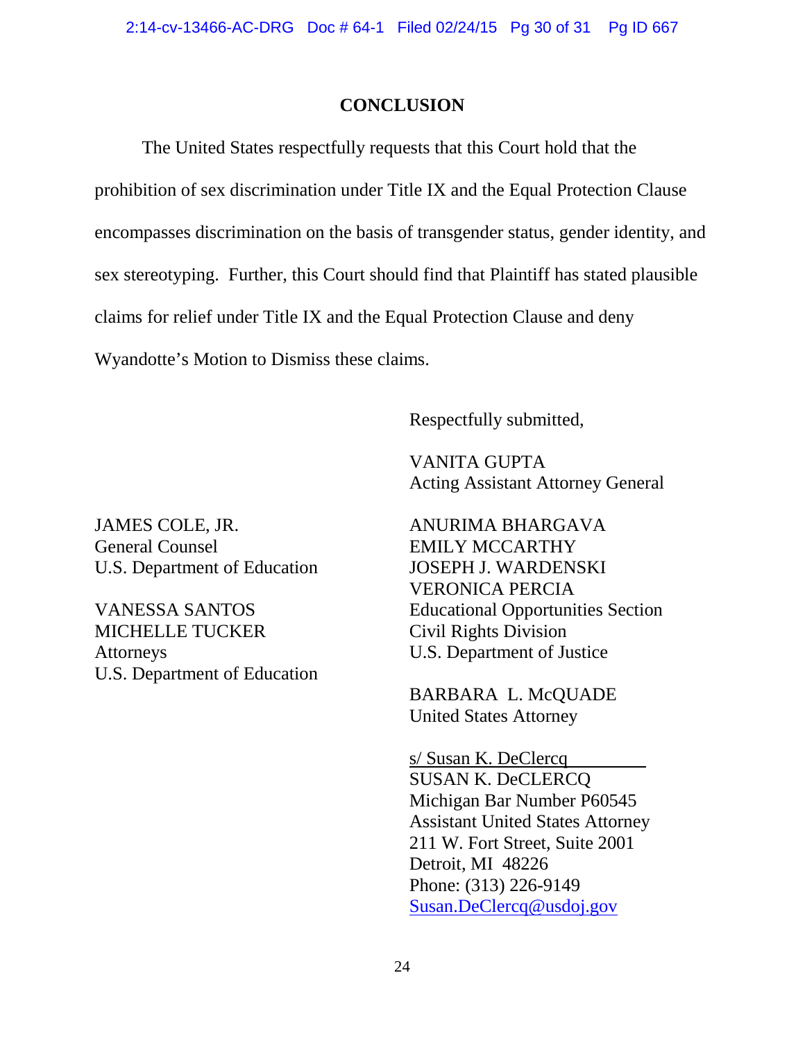## CONCLUSION

The United States respectfully requests that this Court hold that the prohibition of sex discrimination under Title IX and the Equal Protection Clause encompasses discrimination on the basis of transgender status, gender identity, and sex stereotyping. Further, this Court should find that Plaintiff has stated plausible claims for relief under Title IX and the Equal Protection Clause and deny Wyandotte's Motion to Dismiss these claims.

Respectfully submitted,

VANITA GUPTA
Acting Assistant Attorney General

ANURIMA BHARGAVA
EMILY MCCARTHY
JOSEPH J. WARDENSKI
VERONICA PERCIA
Educational Opportunities Section
Civil Rights Division
U.S. Department of Justice

BARBARA L. McQUADE
United States Attorney

s/ Susan K. DeClercq
SUSAN K. DeCLERCQ
Michigan Bar Number P60545
Assistant United States Attorney
211 W. Fort Street, Suite 2001
Detroit, MI 48226
Phone: (313) 226-9149
Susan.DeClercq@usdoj.gov

JAMES COLE, JR.
General Counsel
U.S. Department of Education

VANESSA SANTOS
MICHELLE TUCKER
Attorneys
U.S. Department of Education